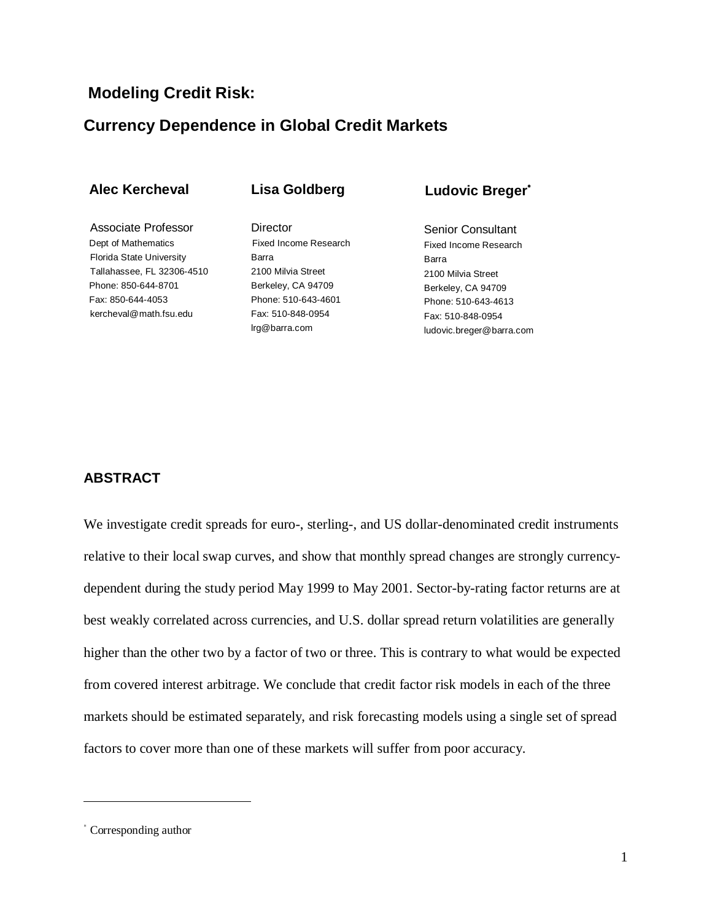# Modeling Credit Risk:

## Currency Dependence in Global Credit Markets

**Alec Kercheval**

Associate Professor
Dept of Mathematics
Florida State University
Tallahassee, FL 32306-4510
Phone: 850-644-8701
Fax: 850-644-4053
kercheval@math.fsu.edu

**Lisa Goldberg**

Director
Fixed Income Research
Barra
2100 Milvia Street
Berkeley, CA 94709
Phone: 510-643-4601
Fax: 510-848-0954
lrg@barra.com

**Ludovic Breger**[*]

Senior Consultant
Fixed Income Research
Barra
2100 Milvia Street
Berkeley, CA 94709
Phone: 510-643-4613
Fax: 510-848-0954
ludovic.breger@barra.com

### ABSTRACT

We investigate credit spreads for euro-, sterling-, and US dollar-denominated credit instruments relative to their local swap curves, and show that monthly spread changes are strongly currency-dependent during the study period May 1999 to May 2001. Sector-by-rating factor returns are at best weakly correlated across currencies, and U.S. dollar spread return volatilities are generally higher than the other two by a factor of two or three. This is contrary to what would be expected from covered interest arbitrage. We conclude that credit factor risk models in each of the three markets should be estimated separately, and risk forecasting models using a single set of spread factors to cover more than one of these markets will suffer from poor accuracy.

---

[*] Corresponding author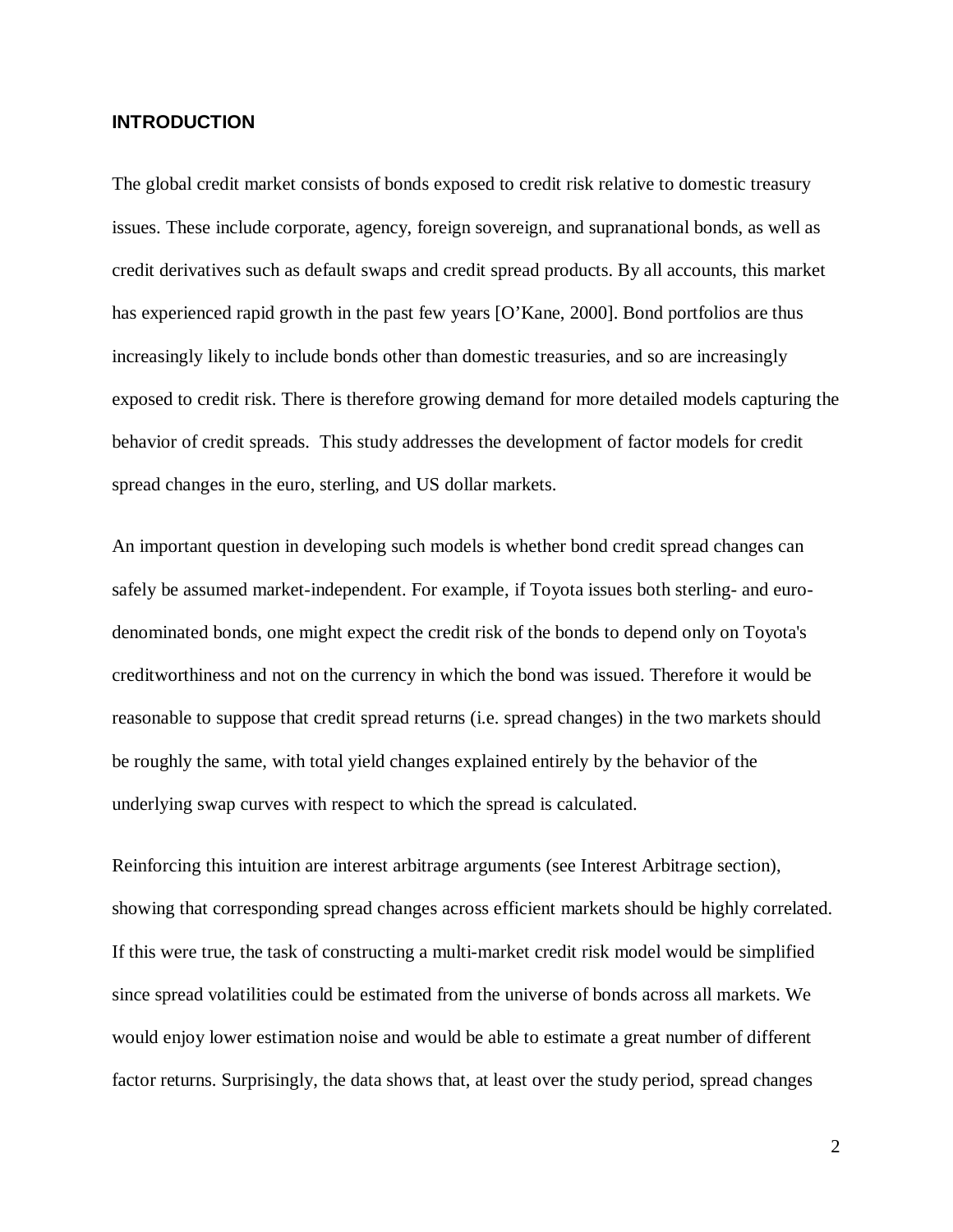## INTRODUCTION

The global credit market consists of bonds exposed to credit risk relative to domestic treasury issues. These include corporate, agency, foreign sovereign, and supranational bonds, as well as credit derivatives such as default swaps and credit spread products. By all accounts, this market has experienced rapid growth in the past few years [O'Kane, 2000]. Bond portfolios are thus increasingly likely to include bonds other than domestic treasuries, and so are increasingly exposed to credit risk. There is therefore growing demand for more detailed models capturing the behavior of credit spreads. This study addresses the development of factor models for credit spread changes in the euro, sterling, and US dollar markets.

An important question in developing such models is whether bond credit spread changes can safely be assumed market-independent. For example, if Toyota issues both sterling- and euro-denominated bonds, one might expect the credit risk of the bonds to depend only on Toyota's creditworthiness and not on the currency in which the bond was issued. Therefore it would be reasonable to suppose that credit spread returns (i.e. spread changes) in the two markets should be roughly the same, with total yield changes explained entirely by the behavior of the underlying swap curves with respect to which the spread is calculated.

Reinforcing this intuition are interest arbitrage arguments (see Interest Arbitrage section), showing that corresponding spread changes across efficient markets should be highly correlated. If this were true, the task of constructing a multi-market credit risk model would be simplified since spread volatilities could be estimated from the universe of bonds across all markets. We would enjoy lower estimation noise and would be able to estimate a great number of different factor returns. Surprisingly, the data shows that, at least over the study period, spread changes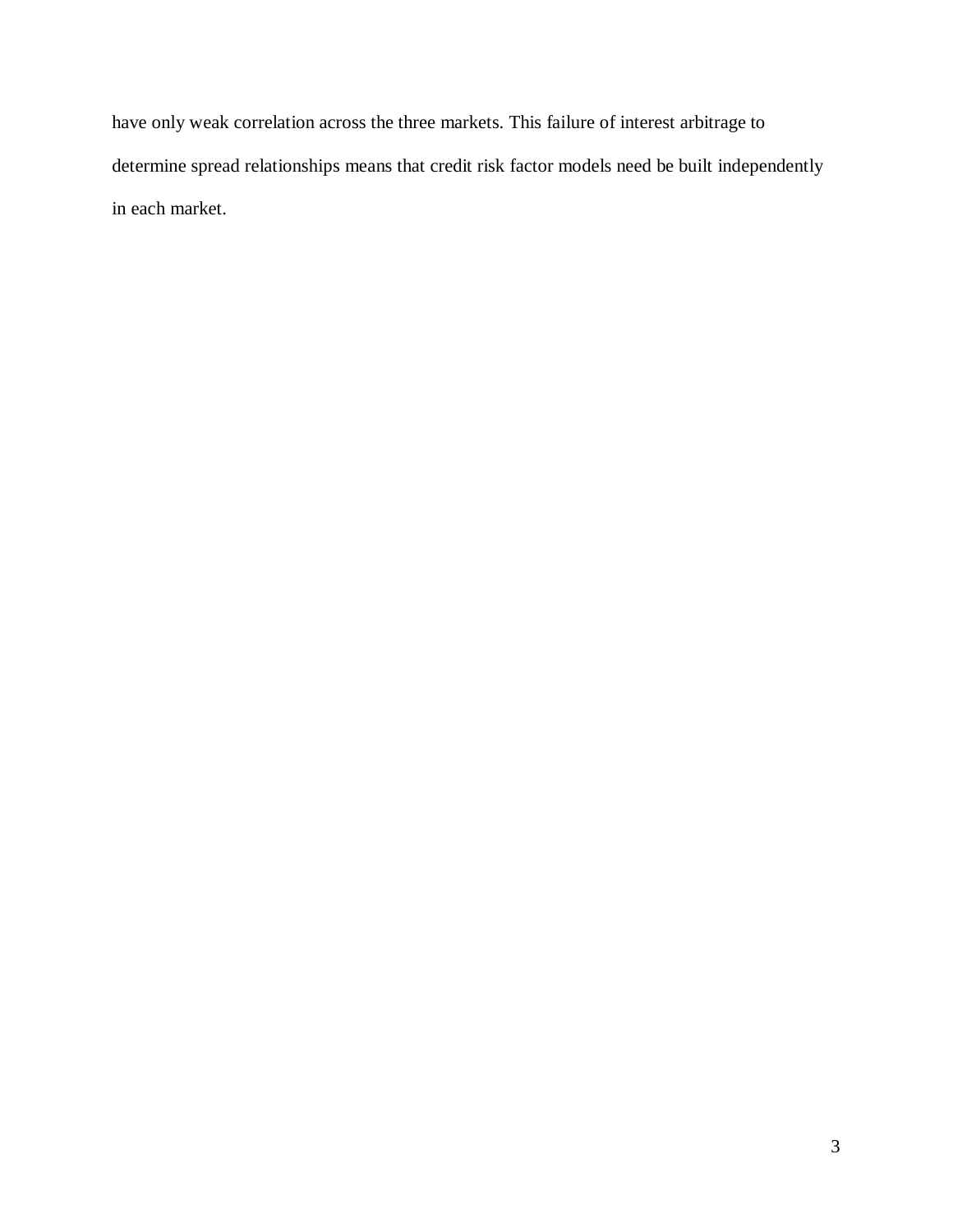have only weak correlation across the three markets. This failure of interest arbitrage to determine spread relationships means that credit risk factor models need be built independently in each market.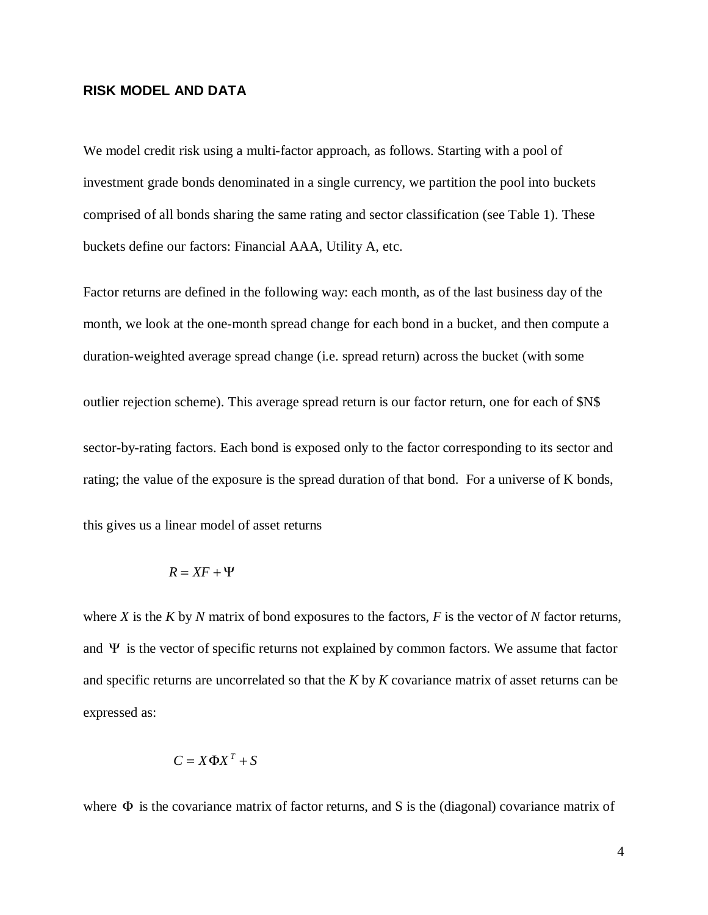## RISK MODEL AND DATA

We model credit risk using a multi-factor approach, as follows. Starting with a pool of investment grade bonds denominated in a single currency, we partition the pool into buckets comprised of all bonds sharing the same rating and sector classification (see Table 1). These buckets define our factors: Financial AAA, Utility A, etc.

Factor returns are defined in the following way: each month, as of the last business day of the month, we look at the one-month spread change for each bond in a bucket, and then compute a duration-weighted average spread change (i.e. spread return) across the bucket (with some outlier rejection scheme). This average spread return is our factor return, one for each of $N$ sector-by-rating factors. Each bond is exposed only to the factor corresponding to its sector and rating; the value of the exposure is the spread duration of that bond. For a universe of K bonds, this gives us a linear model of asset returns

$$R = XF + \Psi$$

where $X$ is the $K$ by $N$ matrix of bond exposures to the factors, $F$ is the vector of $N$ factor returns, and $\Psi$ is the vector of specific returns not explained by common factors. We assume that factor and specific returns are uncorrelated so that the $K$ by $K$ covariance matrix of asset returns can be expressed as:

$$C = X\Phi X^T + S$$

where $\Phi$ is the covariance matrix of factor returns, and S is the (diagonal) covariance matrix of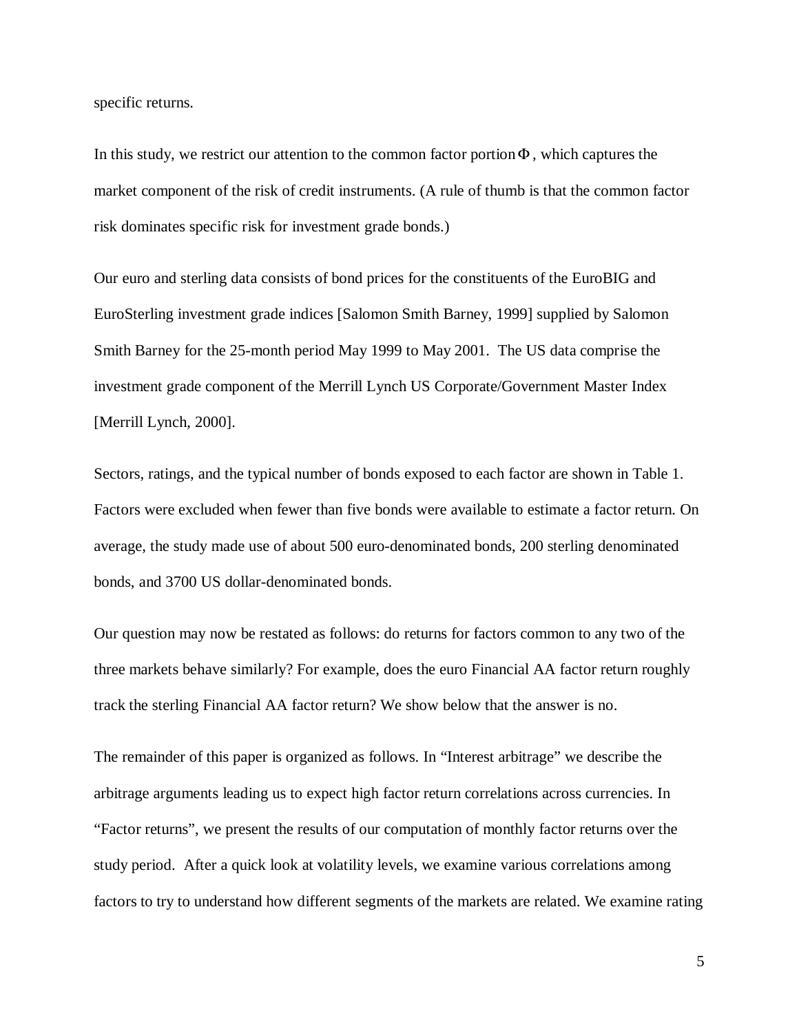specific returns.

In this study, we restrict our attention to the common factor portion $\Phi$, which captures the market component of the risk of credit instruments. (A rule of thumb is that the common factor risk dominates specific risk for investment grade bonds.)

Our euro and sterling data consists of bond prices for the constituents of the EuroBIG and EuroSterling investment grade indices [Salomon Smith Barney, 1999] supplied by Salomon Smith Barney for the 25-month period May 1999 to May 2001. The US data comprise the investment grade component of the Merrill Lynch US Corporate/Government Master Index [Merrill Lynch, 2000].

Sectors, ratings, and the typical number of bonds exposed to each factor are shown in Table 1. Factors were excluded when fewer than five bonds were available to estimate a factor return. On average, the study made use of about 500 euro-denominated bonds, 200 sterling denominated bonds, and 3700 US dollar-denominated bonds.

Our question may now be restated as follows: do returns for factors common to any two of the three markets behave similarly? For example, does the euro Financial AA factor return roughly track the sterling Financial AA factor return? We show below that the answer is no.

The remainder of this paper is organized as follows. In "Interest arbitrage" we describe the arbitrage arguments leading us to expect high factor return correlations across currencies. In "Factor returns", we present the results of our computation of monthly factor returns over the study period. After a quick look at volatility levels, we examine various correlations among factors to try to understand how different segments of the markets are related. We examine rating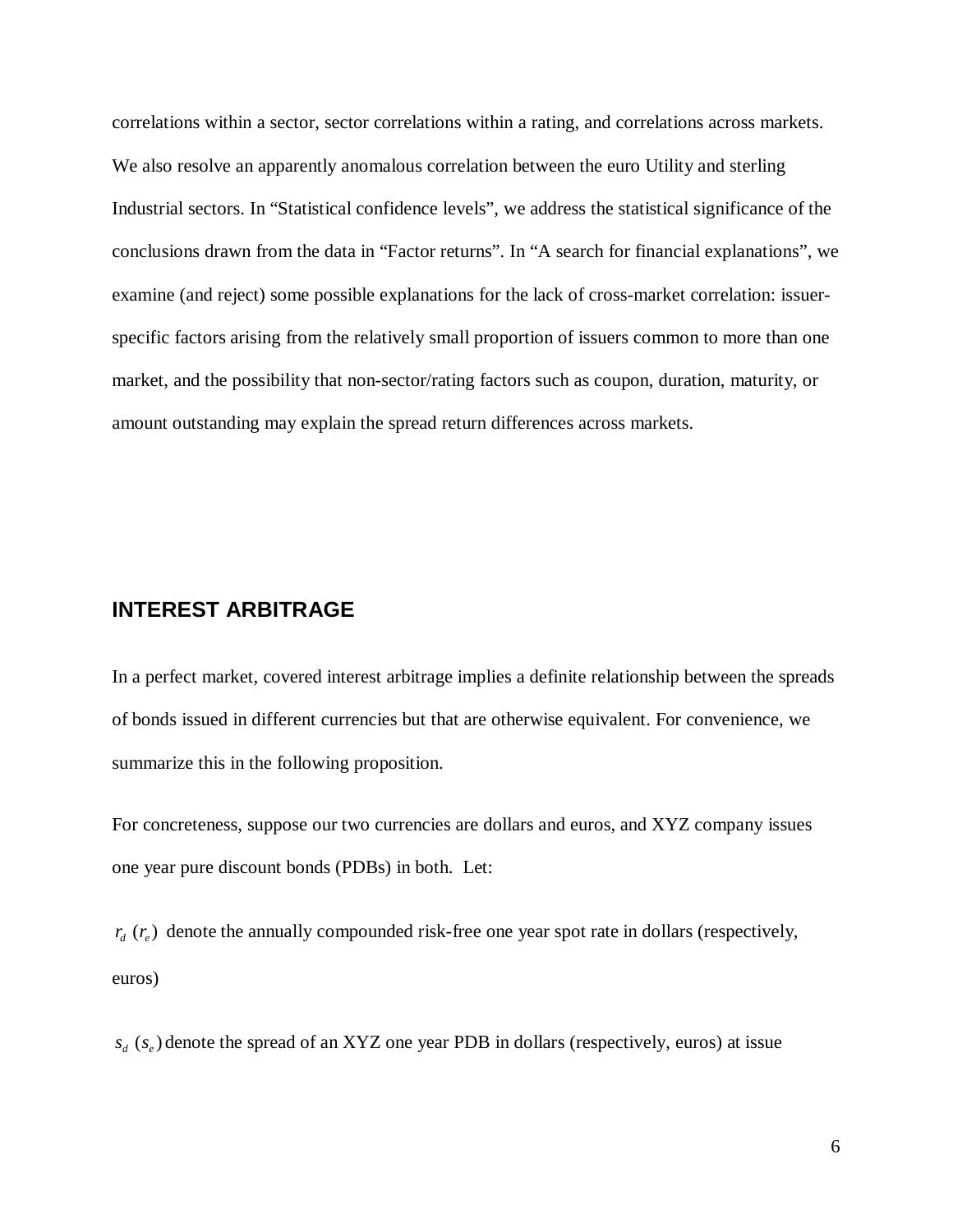correlations within a sector, sector correlations within a rating, and correlations across markets. We also resolve an apparently anomalous correlation between the euro Utility and sterling Industrial sectors. In “Statistical confidence levels”, we address the statistical significance of the conclusions drawn from the data in “Factor returns”. In “A search for financial explanations”, we examine (and reject) some possible explanations for the lack of cross-market correlation: issuer-specific factors arising from the relatively small proportion of issuers common to more than one market, and the possibility that non-sector/rating factors such as coupon, duration, maturity, or amount outstanding may explain the spread return differences across markets.

## INTEREST ARBITRAGE

In a perfect market, covered interest arbitrage implies a definite relationship between the spreads of bonds issued in different currencies but that are otherwise equivalent. For convenience, we summarize this in the following proposition.

For concreteness, suppose our two currencies are dollars and euros, and XYZ company issues one year pure discount bonds (PDBs) in both. Let:

$r_d$ ($r_e$) denote the annually compounded risk-free one year spot rate in dollars (respectively, euros)

$s_d$ ($s_e$) denote the spread of an XYZ one year PDB in dollars (respectively, euros) at issue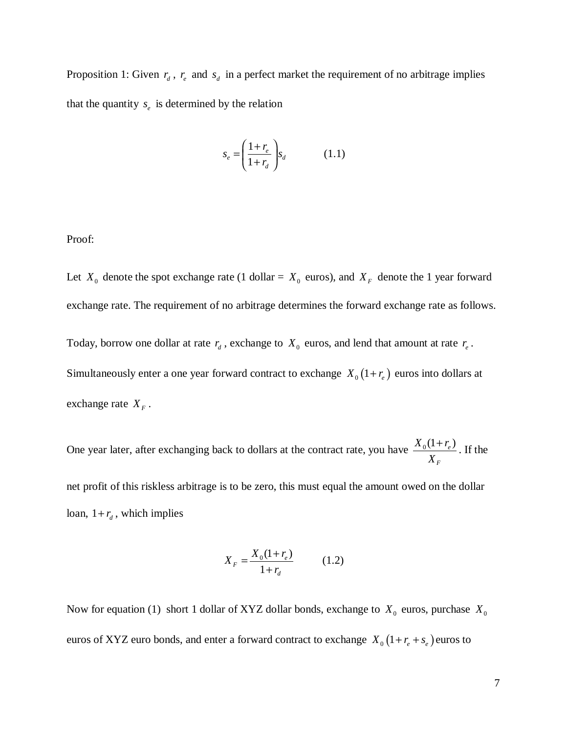Proposition 1: Given $r_d$, $r_e$ and $s_d$ in a perfect market the requirement of no arbitrage implies that the quantity $s_e$ is determined by the relation

$$s_e = \left( \frac{1+r_e}{1+r_d} \right) s_d \qquad (1.1)$$

Proof:

Let $X_0$ denote the spot exchange rate (1 dollar = $X_0$ euros), and $X_F$ denote the 1 year forward exchange rate. The requirement of no arbitrage determines the forward exchange rate as follows.

Today, borrow one dollar at rate $r_d$, exchange to $X_0$ euros, and lend that amount at rate $r_e$. Simultaneously enter a one year forward contract to exchange $X_0\left(1+r_e\right)$ euros into dollars at exchange rate $X_F$.

One year later, after exchanging back to dollars at the contract rate, you have $\frac{X_0(1+r_e)}{X_F}$. If the net profit of this riskless arbitrage is to be zero, this must equal the amount owed on the dollar loan, $1+r_d$, which implies

$$X_F = \frac{X_0(1+r_e)}{1+r_d} \qquad (1.2)$$

Now for equation (1) short 1 dollar of XYZ dollar bonds, exchange to $X_0$ euros, purchase $X_0$ euros of XYZ euro bonds, and enter a forward contract to exchange $X_0\left(1+r_e+s_e\right)$ euros to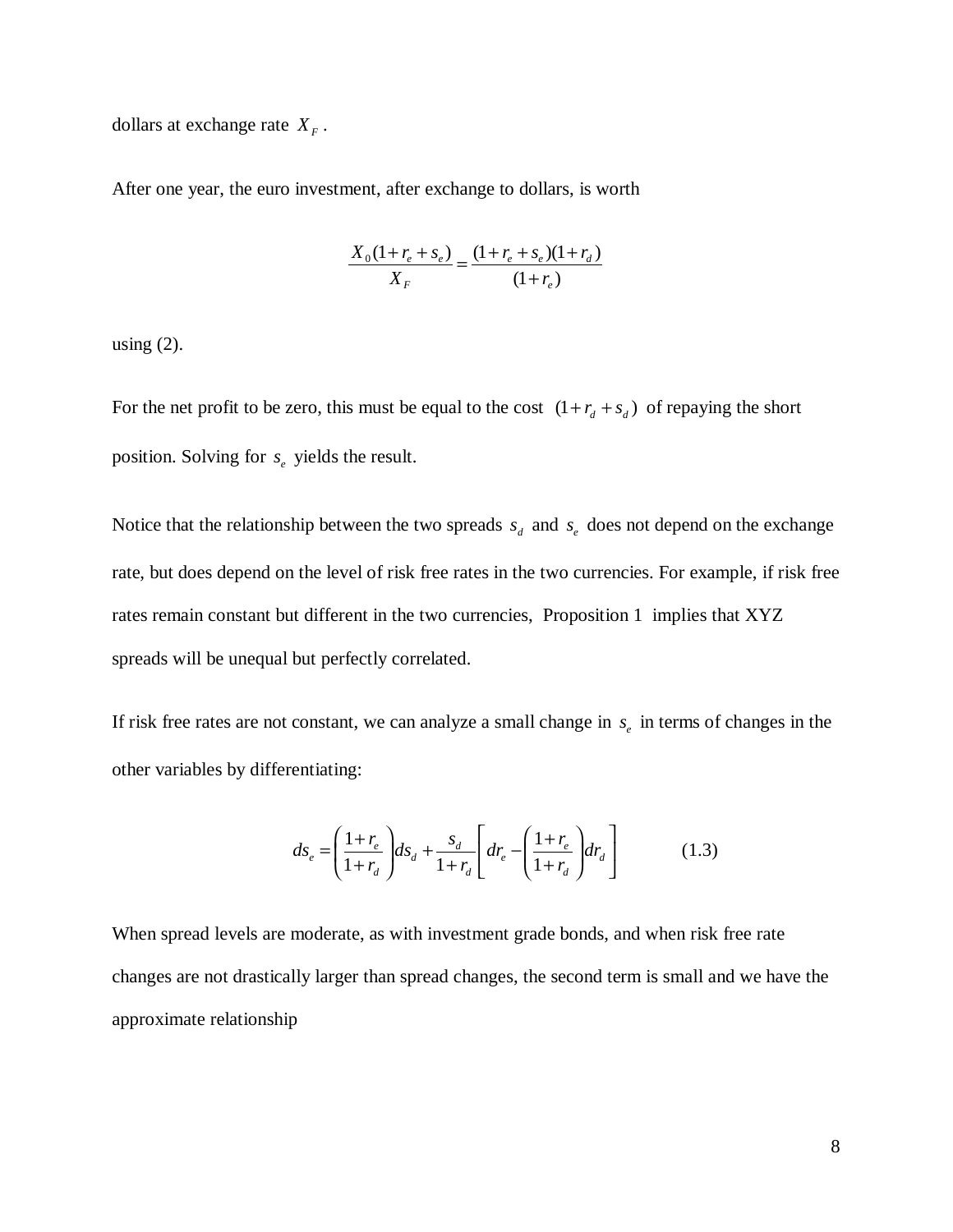dollars at exchange rate $X_F$.

After one year, the euro investment, after exchange to dollars, is worth

$$\frac{X_0(1+r_e+s_e)}{X_F}=\frac{(1+r_e+s_e)(1+r_d)}{(1+r_e)}$$

using (2).

For the net profit to be zero, this must be equal to the cost $(1+r_d+s_d)$ of repaying the short position. Solving for $s_e$ yields the result.

Notice that the relationship between the two spreads $s_d$ and $s_e$ does not depend on the exchange rate, but does depend on the level of risk free rates in the two currencies. For example, if risk free rates remain constant but different in the two currencies, Proposition 1 implies that XYZ spreads will be unequal but perfectly correlated.

If risk free rates are not constant, we can analyze a small change in $s_e$ in terms of changes in the other variables by differentiating:

$$ds_e=\left(\frac{1+r_e}{1+r_d}\right)ds_d+\frac{s_d}{1+r_d}\left[dr_e-\left(\frac{1+r_e}{1+r_d}\right)dr_d\right] \qquad (1.3)$$

When spread levels are moderate, as with investment grade bonds, and when risk free rate changes are not drastically larger than spread changes, the second term is small and we have the approximate relationship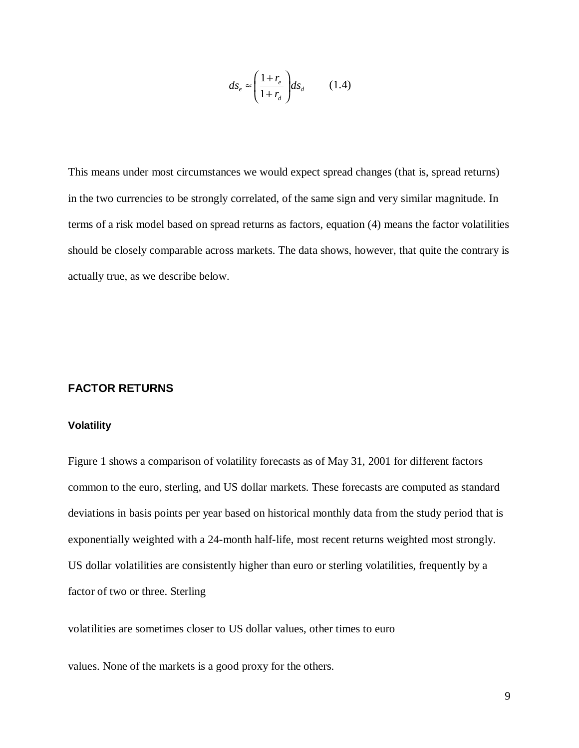$$ds_e \approx \left( \frac{1 + r_e}{1 + r_d} \right) ds_d \qquad (1.4)$$

This means under most circumstances we would expect spread changes (that is, spread returns) in the two currencies to be strongly correlated, of the same sign and very similar magnitude. In terms of a risk model based on spread returns as factors, equation (4) means the factor volatilities should be closely comparable across markets. The data shows, however, that quite the contrary is actually true, as we describe below.

## FACTOR RETURNS

### Volatility

Figure 1 shows a comparison of volatility forecasts as of May 31, 2001 for different factors common to the euro, sterling, and US dollar markets. These forecasts are computed as standard deviations in basis points per year based on historical monthly data from the study period that is exponentially weighted with a 24-month half-life, most recent returns weighted most strongly. US dollar volatilities are consistently higher than euro or sterling volatilities, frequently by a factor of two or three. Sterling

volatilities are sometimes closer to US dollar values, other times to euro

values. None of the markets is a good proxy for the others.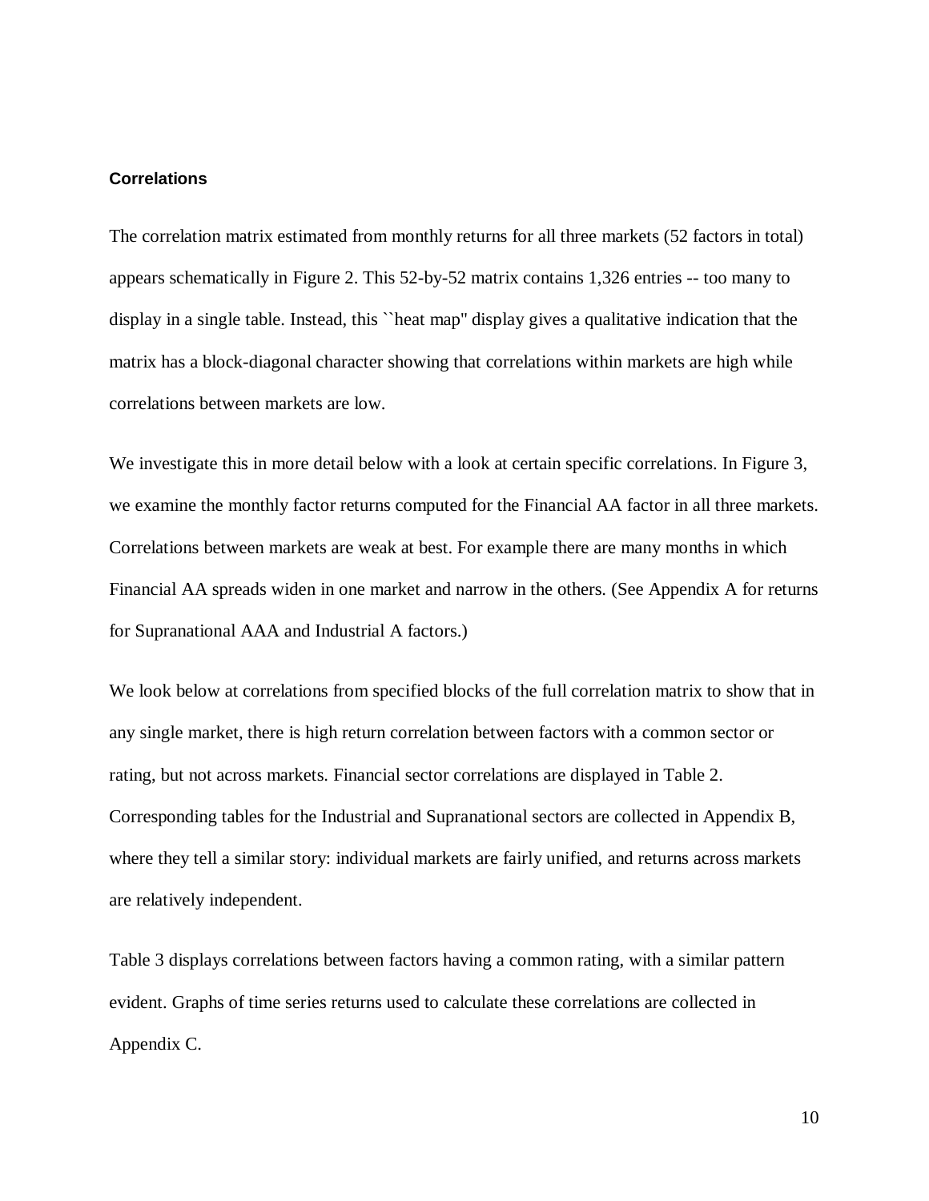### Correlations

The correlation matrix estimated from monthly returns for all three markets (52 factors in total) appears schematically in Figure 2. This 52-by-52 matrix contains 1,326 entries -- too many to display in a single table. Instead, this ``heat map'' display gives a qualitative indication that the matrix has a block-diagonal character showing that correlations within markets are high while correlations between markets are low.

We investigate this in more detail below with a look at certain specific correlations. In Figure 3, we examine the monthly factor returns computed for the Financial AA factor in all three markets. Correlations between markets are weak at best. For example there are many months in which Financial AA spreads widen in one market and narrow in the others. (See Appendix A for returns for Supranational AAA and Industrial A factors.)

We look below at correlations from specified blocks of the full correlation matrix to show that in any single market, there is high return correlation between factors with a common sector or rating, but not across markets. Financial sector correlations are displayed in Table 2. Corresponding tables for the Industrial and Supranational sectors are collected in Appendix B, where they tell a similar story: individual markets are fairly unified, and returns across markets are relatively independent.

Table 3 displays correlations between factors having a common rating, with a similar pattern evident. Graphs of time series returns used to calculate these correlations are collected in Appendix C.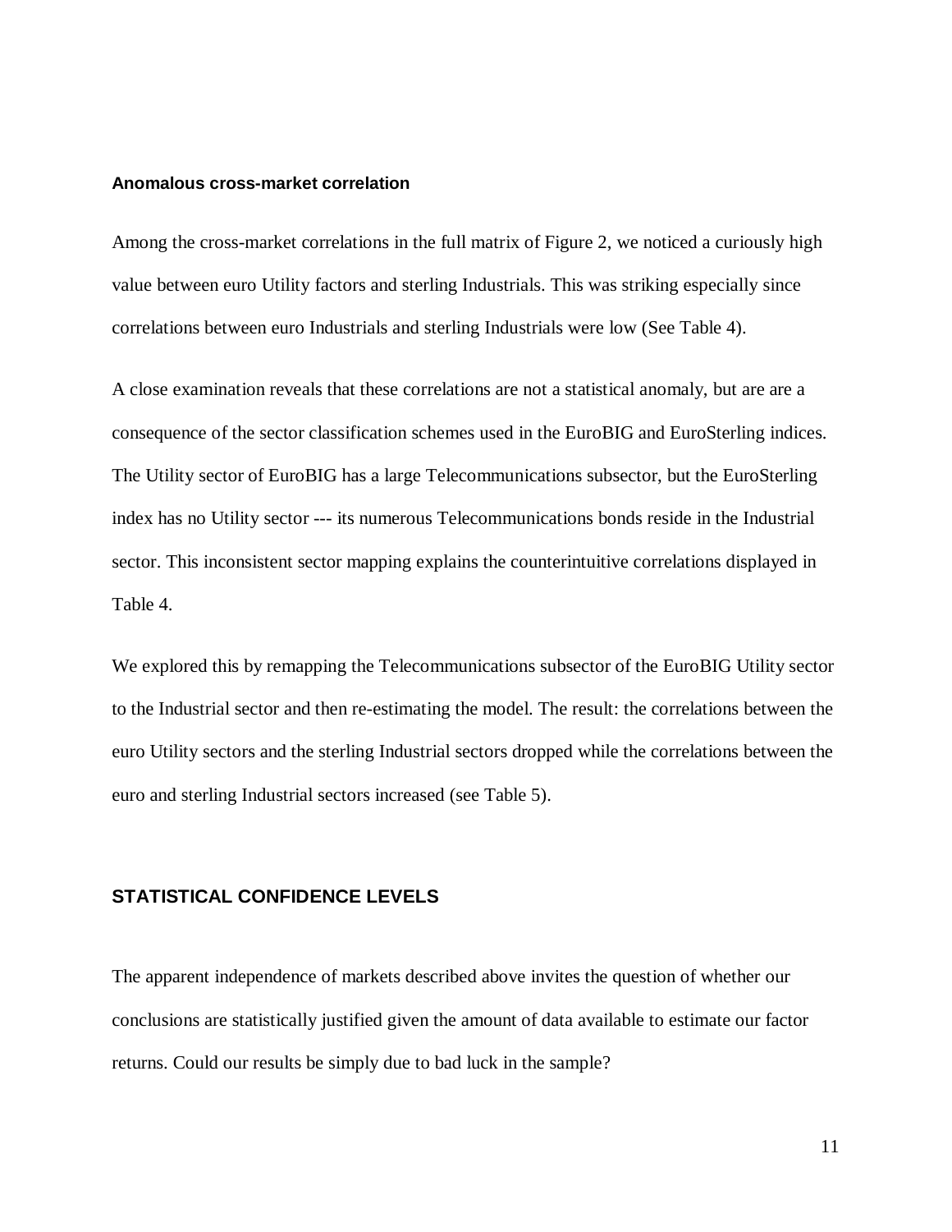### Anomalous cross-market correlation

Among the cross-market correlations in the full matrix of Figure 2, we noticed a curiously high value between euro Utility factors and sterling Industrials. This was striking especially since correlations between euro Industrials and sterling Industrials were low (See Table 4).

A close examination reveals that these correlations are not a statistical anomaly, but are are a consequence of the sector classification schemes used in the EuroBIG and EuroSterling indices. The Utility sector of EuroBIG has a large Telecommunications subsector, but the EuroSterling index has no Utility sector --- its numerous Telecommunications bonds reside in the Industrial sector. This inconsistent sector mapping explains the counterintuitive correlations displayed in Table 4.

We explored this by remapping the Telecommunications subsector of the EuroBIG Utility sector to the Industrial sector and then re-estimating the model. The result: the correlations between the euro Utility sectors and the sterling Industrial sectors dropped while the correlations between the euro and sterling Industrial sectors increased (see Table 5).

## STATISTICAL CONFIDENCE LEVELS

The apparent independence of markets described above invites the question of whether our conclusions are statistically justified given the amount of data available to estimate our factor returns. Could our results be simply due to bad luck in the sample?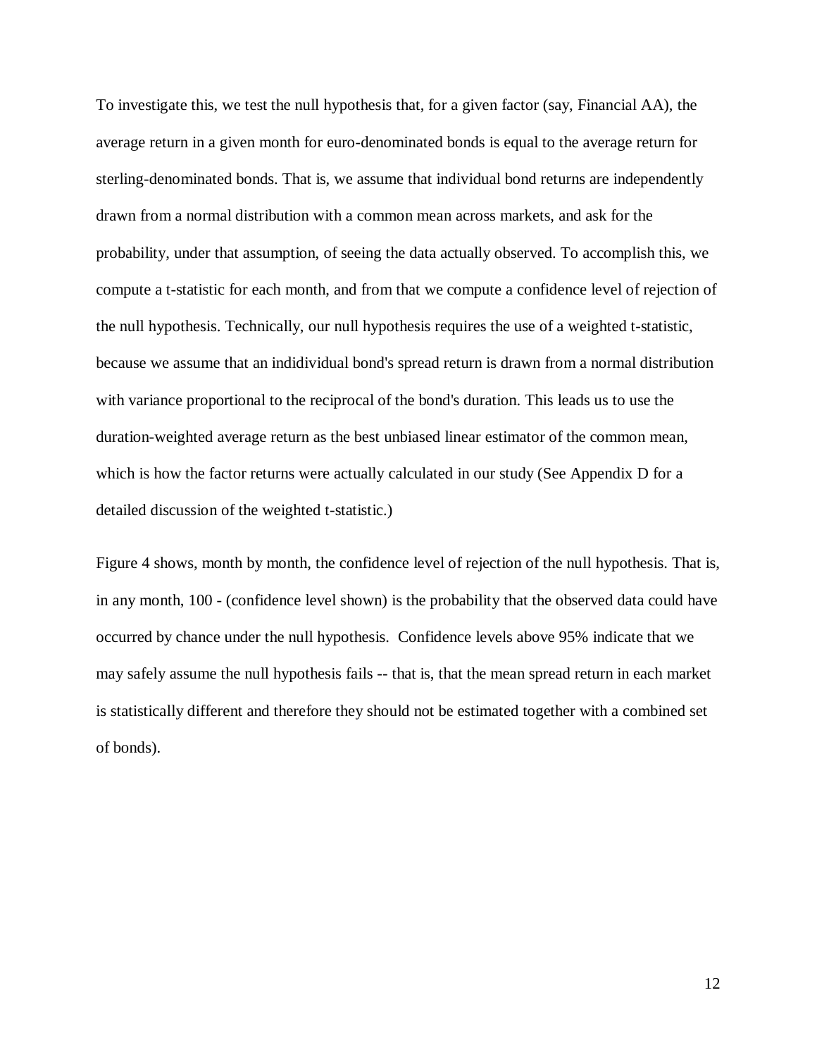To investigate this, we test the null hypothesis that, for a given factor (say, Financial AA), the average return in a given month for euro-denominated bonds is equal to the average return for sterling-denominated bonds. That is, we assume that individual bond returns are independently drawn from a normal distribution with a common mean across markets, and ask for the probability, under that assumption, of seeing the data actually observed. To accomplish this, we compute a t-statistic for each month, and from that we compute a confidence level of rejection of the null hypothesis. Technically, our null hypothesis requires the use of a weighted t-statistic, because we assume that an indidividual bond's spread return is drawn from a normal distribution with variance proportional to the reciprocal of the bond's duration. This leads us to use the duration-weighted average return as the best unbiased linear estimator of the common mean, which is how the factor returns were actually calculated in our study (See Appendix D for a detailed discussion of the weighted t-statistic.)

Figure 4 shows, month by month, the confidence level of rejection of the null hypothesis. That is, in any month, 100 - (confidence level shown) is the probability that the observed data could have occurred by chance under the null hypothesis. Confidence levels above 95% indicate that we may safely assume the null hypothesis fails -- that is, that the mean spread return in each market is statistically different and therefore they should not be estimated together with a combined set of bonds).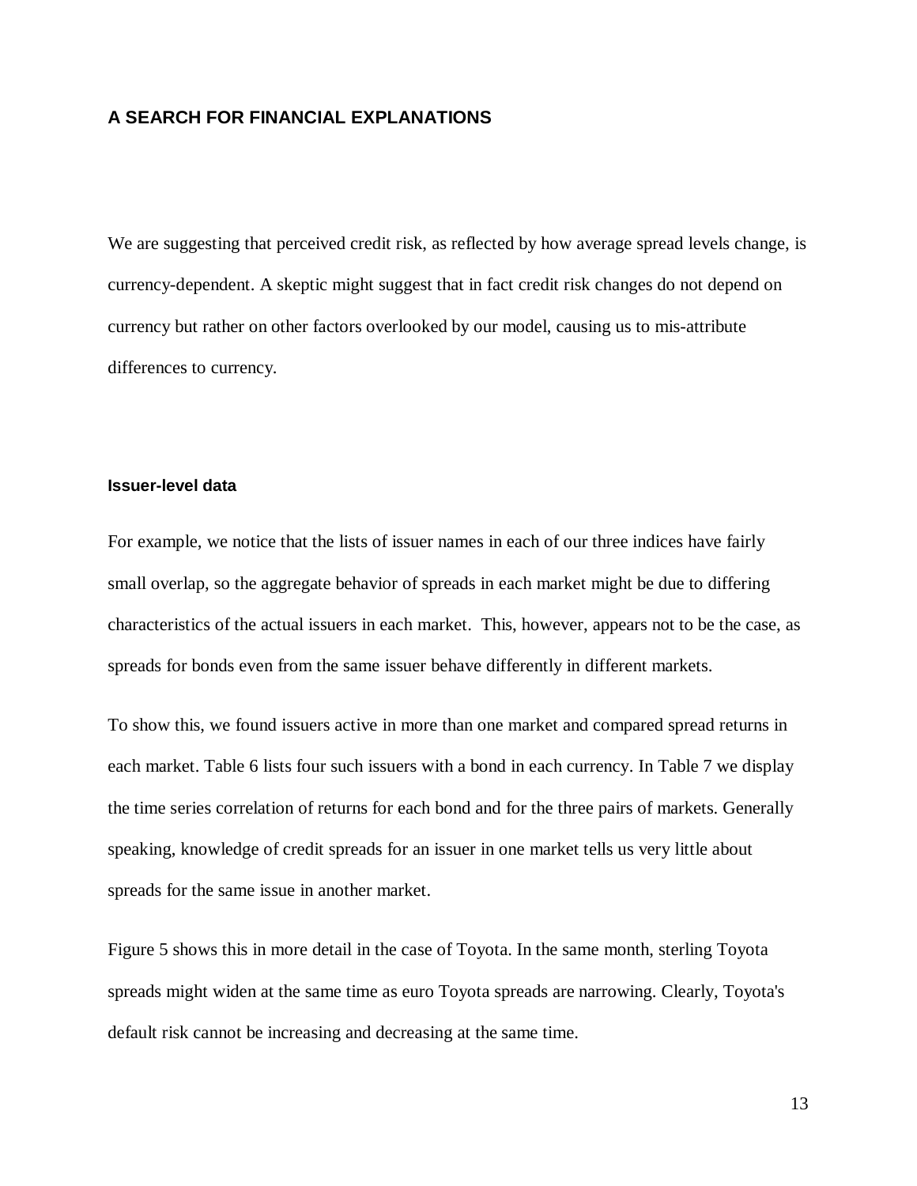## A SEARCH FOR FINANCIAL EXPLANATIONS

We are suggesting that perceived credit risk, as reflected by how average spread levels change, is currency-dependent. A skeptic might suggest that in fact credit risk changes do not depend on currency but rather on other factors overlooked by our model, causing us to mis-attribute differences to currency.

### Issuer-level data

For example, we notice that the lists of issuer names in each of our three indices have fairly small overlap, so the aggregate behavior of spreads in each market might be due to differing characteristics of the actual issuers in each market. This, however, appears not to be the case, as spreads for bonds even from the same issuer behave differently in different markets.

To show this, we found issuers active in more than one market and compared spread returns in each market. Table 6 lists four such issuers with a bond in each currency. In Table 7 we display the time series correlation of returns for each bond and for the three pairs of markets. Generally speaking, knowledge of credit spreads for an issuer in one market tells us very little about spreads for the same issue in another market.

Figure 5 shows this in more detail in the case of Toyota. In the same month, sterling Toyota spreads might widen at the same time as euro Toyota spreads are narrowing. Clearly, Toyota's default risk cannot be increasing and decreasing at the same time.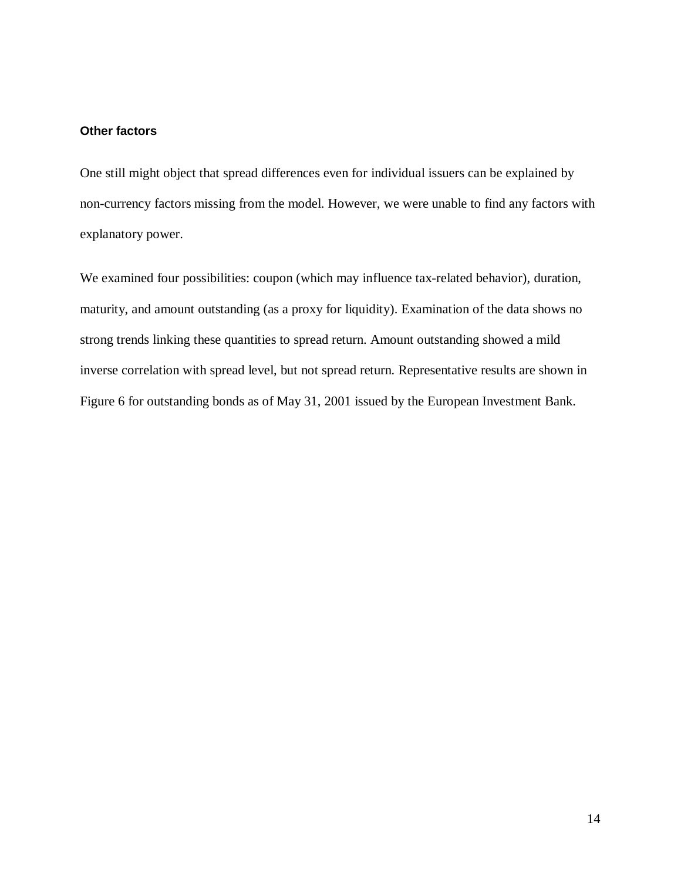### Other factors

One still might object that spread differences even for individual issuers can be explained by non-currency factors missing from the model. However, we were unable to find any factors with explanatory power.

We examined four possibilities: coupon (which may influence tax-related behavior), duration, maturity, and amount outstanding (as a proxy for liquidity). Examination of the data shows no strong trends linking these quantities to spread return. Amount outstanding showed a mild inverse correlation with spread level, but not spread return. Representative results are shown in Figure 6 for outstanding bonds as of May 31, 2001 issued by the European Investment Bank.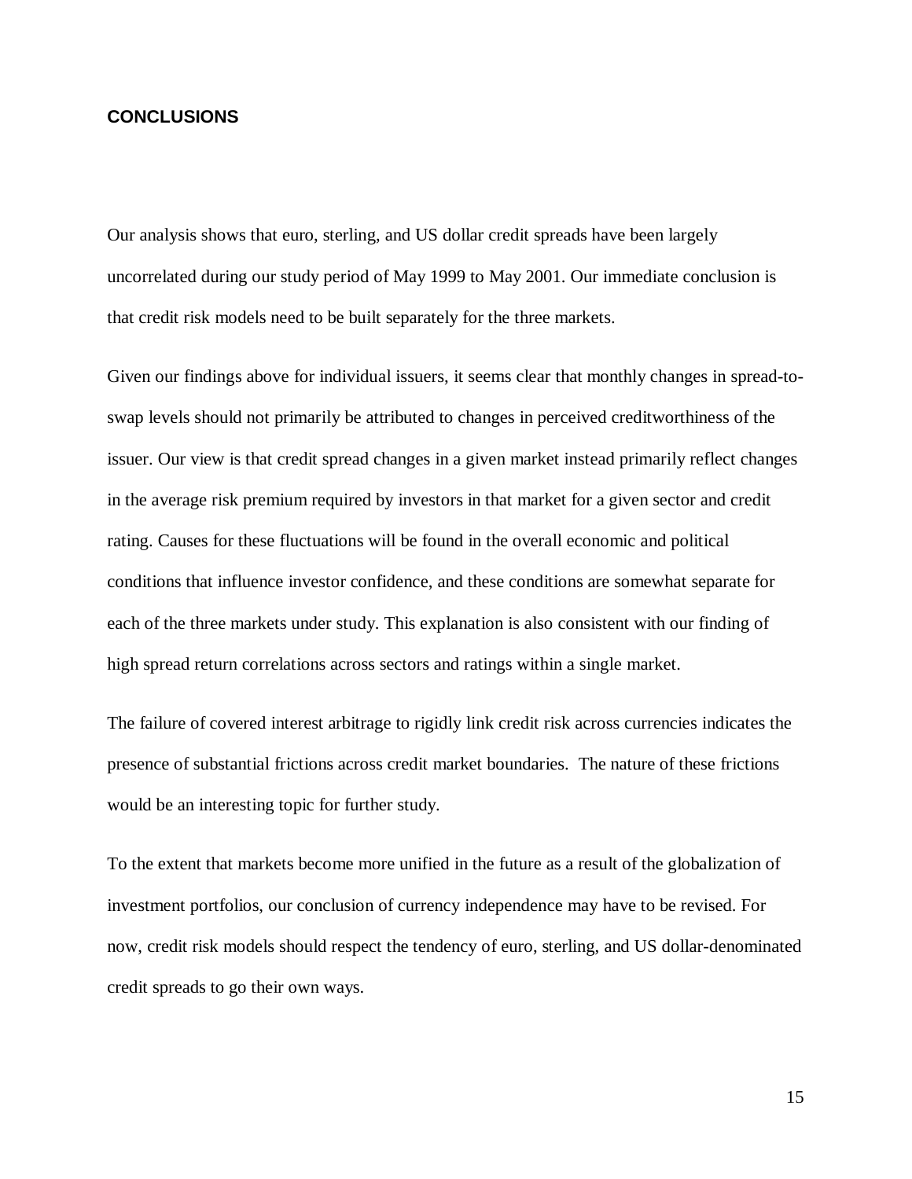## CONCLUSIONS

Our analysis shows that euro, sterling, and US dollar credit spreads have been largely uncorrelated during our study period of May 1999 to May 2001. Our immediate conclusion is that credit risk models need to be built separately for the three markets.

Given our findings above for individual issuers, it seems clear that monthly changes in spread-to-swap levels should not primarily be attributed to changes in perceived creditworthiness of the issuer. Our view is that credit spread changes in a given market instead primarily reflect changes in the average risk premium required by investors in that market for a given sector and credit rating. Causes for these fluctuations will be found in the overall economic and political conditions that influence investor confidence, and these conditions are somewhat separate for each of the three markets under study. This explanation is also consistent with our finding of high spread return correlations across sectors and ratings within a single market.

The failure of covered interest arbitrage to rigidly link credit risk across currencies indicates the presence of substantial frictions across credit market boundaries. The nature of these frictions would be an interesting topic for further study.

To the extent that markets become more unified in the future as a result of the globalization of investment portfolios, our conclusion of currency independence may have to be revised. For now, credit risk models should respect the tendency of euro, sterling, and US dollar-denominated credit spreads to go their own ways.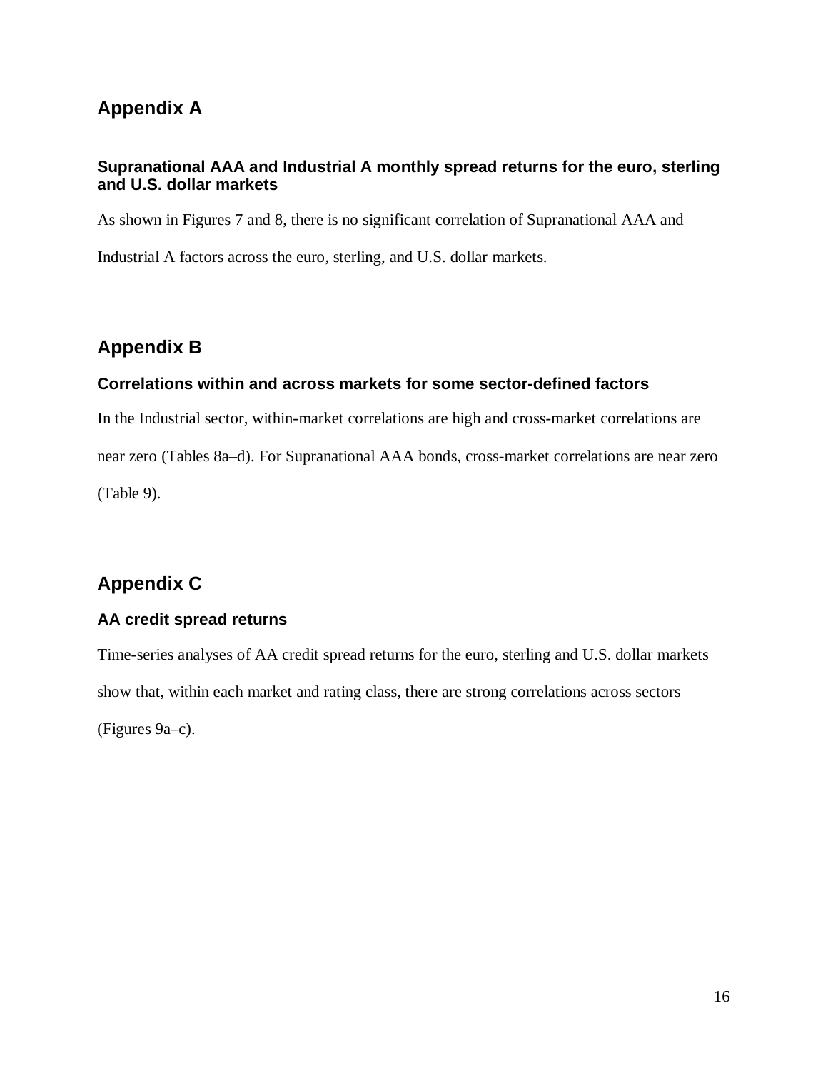## Appendix A

### Supranational AAA and Industrial A monthly spread returns for the euro, sterling and U.S. dollar markets

As shown in Figures 7 and 8, there is no significant correlation of Supranational AAA and Industrial A factors across the euro, sterling, and U.S. dollar markets.

## Appendix B

### Correlations within and across markets for some sector-defined factors

In the Industrial sector, within-market correlations are high and cross-market correlations are near zero (Tables 8a–d). For Supranational AAA bonds, cross-market correlations are near zero (Table 9).

## Appendix C

### AA credit spread returns

Time-series analyses of AA credit spread returns for the euro, sterling and U.S. dollar markets show that, within each market and rating class, there are strong correlations across sectors (Figures 9a–c).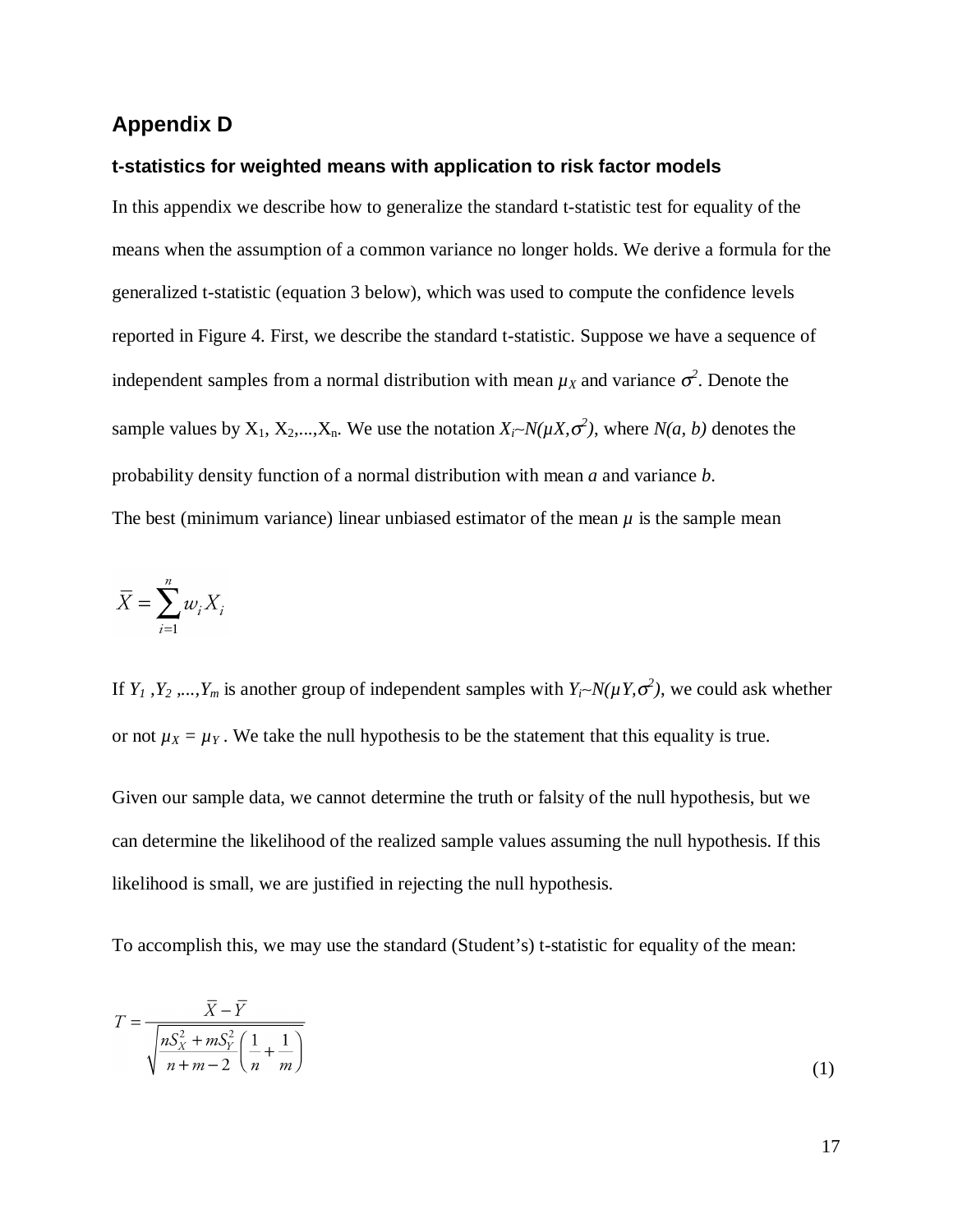## Appendix D

### t-statistics for weighted means with application to risk factor models

In this appendix we describe how to generalize the standard t-statistic test for equality of the means when the assumption of a common variance no longer holds. We derive a formula for the generalized t-statistic (equation 3 below), which was used to compute the confidence levels reported in Figure 4. First, we describe the standard t-statistic. Suppose we have a sequence of independent samples from a normal distribution with mean $\mu_X$ and variance $\sigma^2$. Denote the sample values by $X_1, X_2, ..., X_n$. We use the notation $X_i \sim N(\mu X, \sigma^2)$, where $N(a, b)$ denotes the probability density function of a normal distribution with mean $a$ and variance $b$.

The best (minimum variance) linear unbiased estimator of the mean $\mu$ is the sample mean

$$\overline{X} = \sum_{i=1}^{n} w_i X_i$$

If $Y_1, Y_2, ..., Y_m$ is another group of independent samples with $Y_i \sim N(\mu Y, \sigma^2)$, we could ask whether or not $\mu_X = \mu_Y$. We take the null hypothesis to be the statement that this equality is true.

Given our sample data, we cannot determine the truth or falsity of the null hypothesis, but we can determine the likelihood of the realized sample values assuming the null hypothesis. If this likelihood is small, we are justified in rejecting the null hypothesis.

To accomplish this, we may use the standard (Student's) t-statistic for equality of the mean:

$$T = \frac{\overline{X} - \overline{Y}}{\sqrt{\dfrac{nS_X^2 + mS_Y^2}{n+m-2}\left(\dfrac{1}{n} + \dfrac{1}{m}\right)}} \tag{1}$$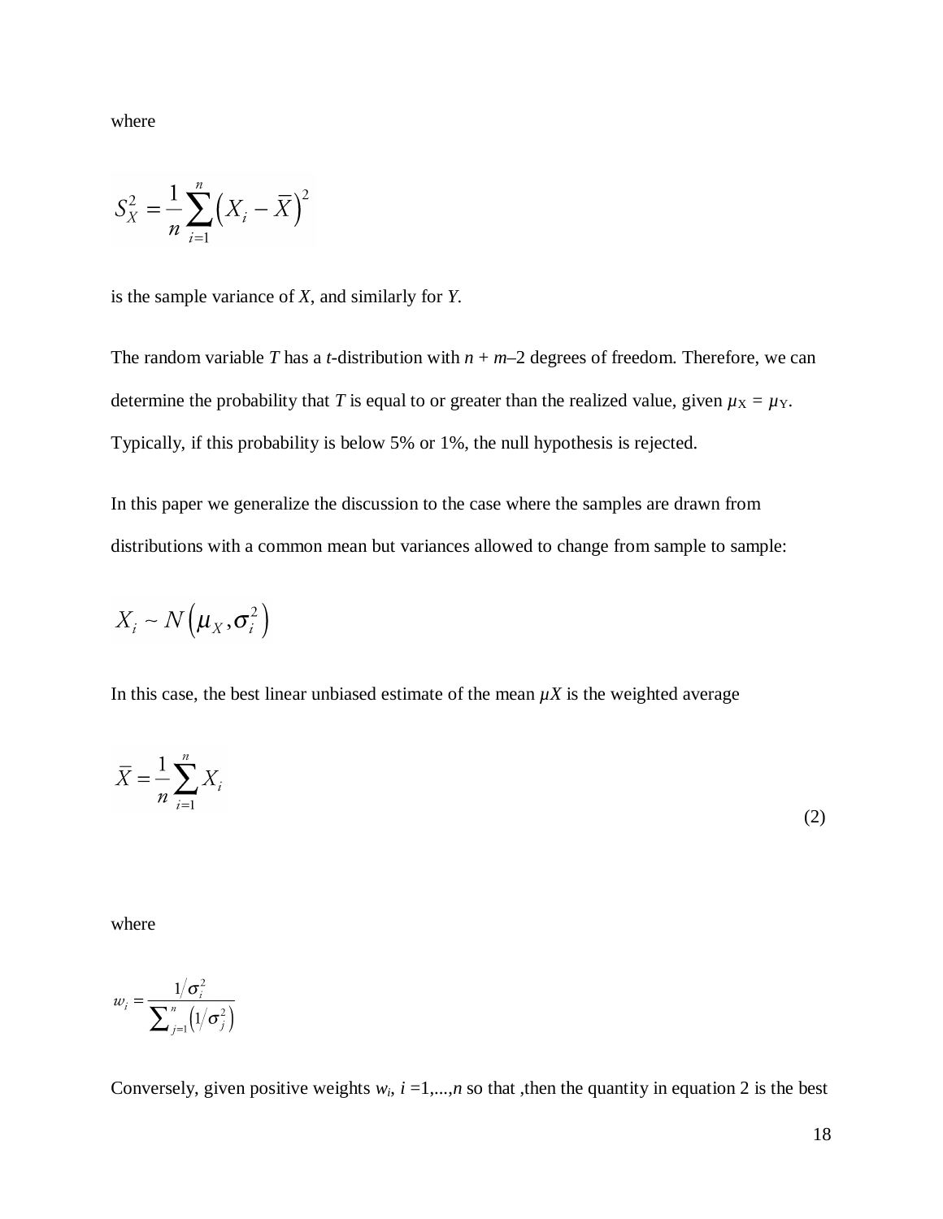where

$$S_X^2 = \frac{1}{n}\sum_{i=1}^{n}\left(X_i - \bar{X}\right)^2$$

is the sample variance of *X*, and similarly for *Y*.

The random variable *T* has a *t*-distribution with $n + m–2$ degrees of freedom. Therefore, we can determine the probability that *T* is equal to or greater than the realized value, given $\mu_X = \mu_Y$. Typically, if this probability is below 5% or 1%, the null hypothesis is rejected.

In this paper we generalize the discussion to the case where the samples are drawn from distributions with a common mean but variances allowed to change from sample to sample:

$$X_i \sim N\left(\mu_X, \sigma_i^2\right)$$

In this case, the best linear unbiased estimate of the mean $\mu X$ is the weighted average

$$\bar{X} = \frac{1}{n}\sum_{i=1}^{n} X_i \tag{2}$$

where

$$w_i = \frac{1/\sigma_i^2}{\sum_{j=1}^{n}\left(1/\sigma_j^2\right)}$$

Conversely, given positive weights $w_i$, $i = 1,...,n$ so that ,then the quantity in equation 2 is the best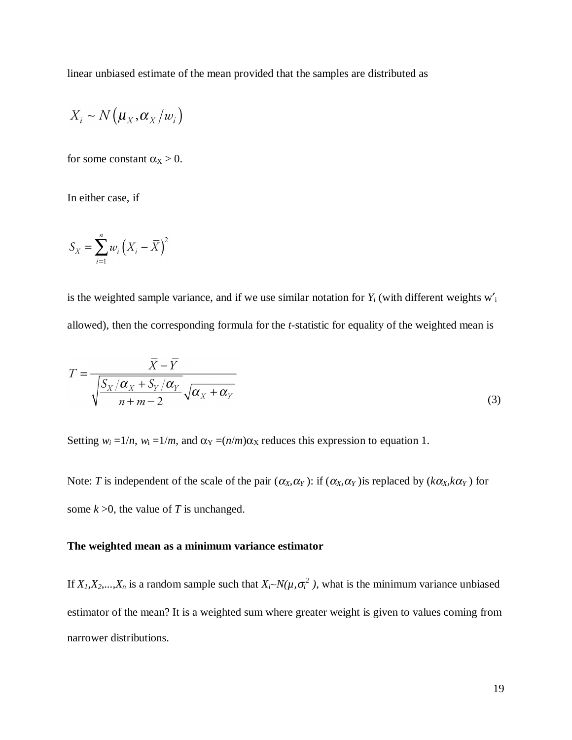linear unbiased estimate of the mean provided that the samples are distributed as

$$X_i \sim N\left(\mu_X, \alpha_X / w_i\right)$$

for some constant $\alpha_X > 0$.

In either case, if

$$S_X = \sum_{i=1}^{n} w_i \left(X_i - \bar{X}\right)^2$$

is the weighted sample variance, and if we use similar notation for $Y_i$ (with different weights $w'_i$ allowed), then the corresponding formula for the *t*-statistic for equality of the weighted mean is

$$T = \frac{\bar{X} - \bar{Y}}{\sqrt{\dfrac{S_X/\alpha_X + S_Y/\alpha_Y}{n+m-2}}\sqrt{\alpha_X + \alpha_Y}} \tag{3}$$

Setting $w_i = 1/n$, $w_i = 1/m$, and $\alpha_Y = (n/m)\alpha_X$ reduces this expression to equation 1.

Note: $T$ is independent of the scale of the pair $(\alpha_X, \alpha_Y)$: if $(\alpha_X, \alpha_Y)$ is replaced by $(k\alpha_X, k\alpha_Y)$ for some $k > 0$, the value of $T$ is unchanged.

**The weighted mean as a minimum variance estimator**

If $X_1, X_2, \ldots, X_n$ is a random sample such that $X_i \sim N(\mu, \sigma_i^2)$, what is the minimum variance unbiased estimator of the mean? It is a weighted sum where greater weight is given to values coming from narrower distributions.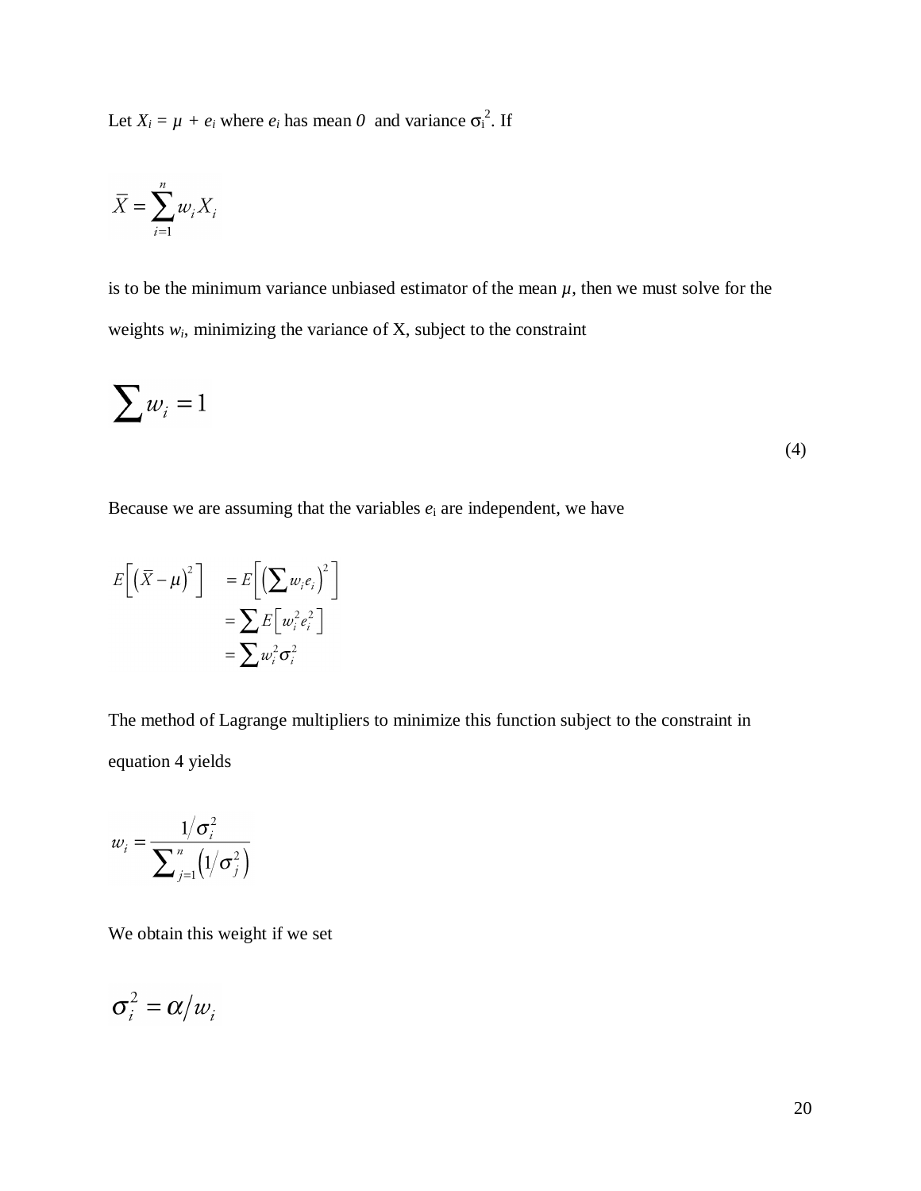Let $X_i = \mu + e_i$ where $e_i$ has mean $0$ and variance $\sigma_i^2$. If

$$\bar{X} = \sum_{i=1}^{n} w_i X_i$$

is to be the minimum variance unbiased estimator of the mean $\mu$, then we must solve for the weights $w_i$, minimizing the variance of X, subject to the constraint

$$\sum w_i = 1 \tag{4}$$

Because we are assuming that the variables $e_i$ are independent, we have

$$\begin{aligned} E\left[\left(\bar{X} - \mu\right)^2\right] &= E\left[\left(\sum w_i e_i\right)^2\right] \\ &= \sum E\left[w_i^2 e_i^2\right] \\ &= \sum w_i^2 \sigma_i^2 \end{aligned}$$

The method of Lagrange multipliers to minimize this function subject to the constraint in equation 4 yields

$$w_i = \frac{1/\sigma_i^2}{\sum_{j=1}^{n} \left(1/\sigma_j^2\right)}$$

We obtain this weight if we set

$$\sigma_i^2 = \alpha / w_i$$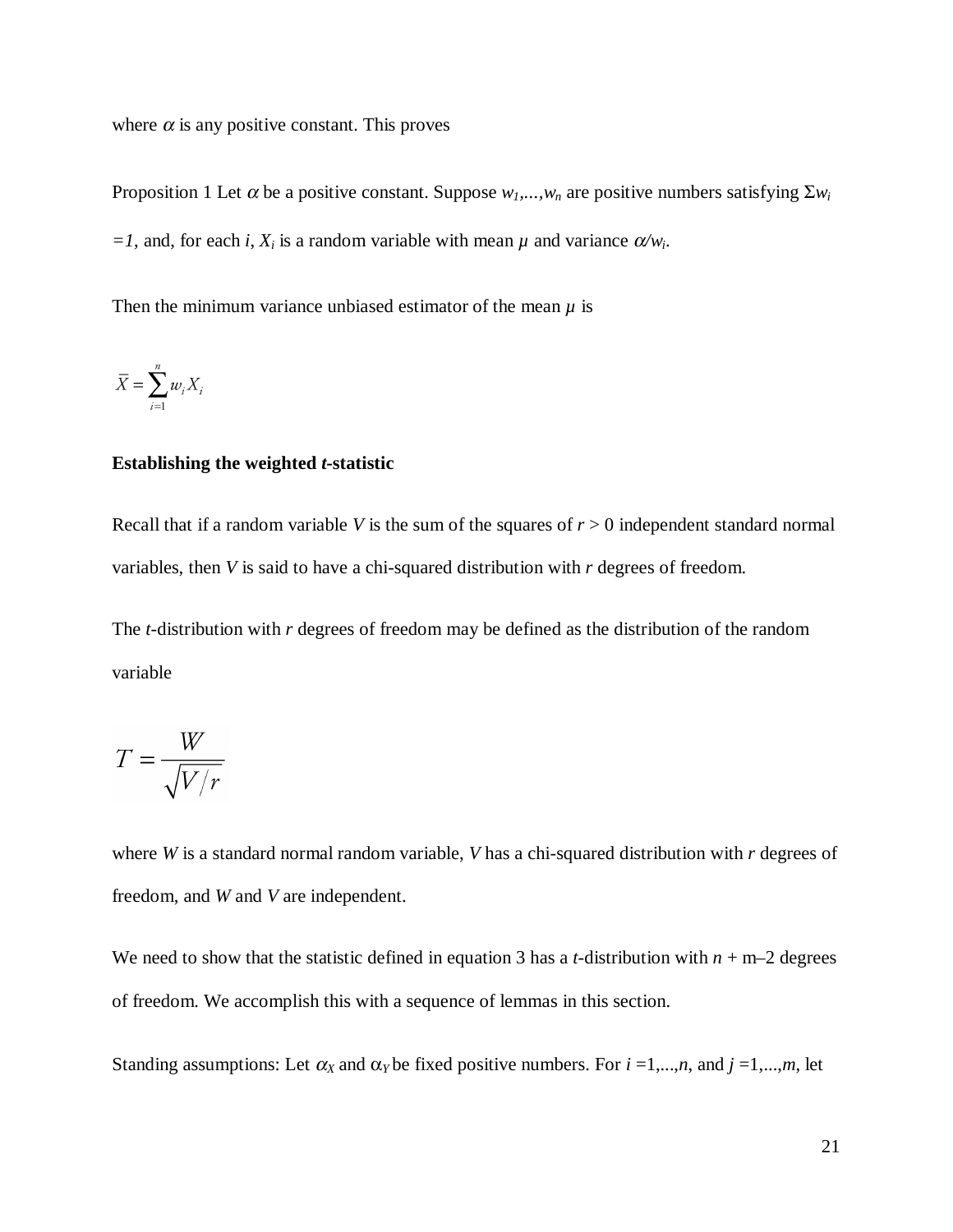where $\alpha$ is any positive constant. This proves

Proposition 1 Let $\alpha$ be a positive constant. Suppose $w_1,...,w_n$ are positive numbers satisfying $\Sigma w_i = 1$, and, for each $i$, $X_i$ is a random variable with mean $\mu$ and variance $\alpha/w_i$.

Then the minimum variance unbiased estimator of the mean $\mu$ is

$$\bar{X} = \sum_{i=1}^{n} w_i X_i$$

**Establishing the weighted *t*-statistic**

Recall that if a random variable $V$ is the sum of the squares of $r > 0$ independent standard normal variables, then $V$ is said to have a chi-squared distribution with $r$ degrees of freedom.

The *t*-distribution with $r$ degrees of freedom may be defined as the distribution of the random variable

$$T = \frac{W}{\sqrt{V/r}}$$

where $W$ is a standard normal random variable, $V$ has a chi-squared distribution with $r$ degrees of freedom, and $W$ and $V$ are independent.

We need to show that the statistic defined in equation 3 has a *t*-distribution with $n + m - 2$ degrees of freedom. We accomplish this with a sequence of lemmas in this section.

Standing assumptions: Let $\alpha_X$ and $\alpha_Y$ be fixed positive numbers. For $i = 1,...,n$, and $j = 1,...,m$, let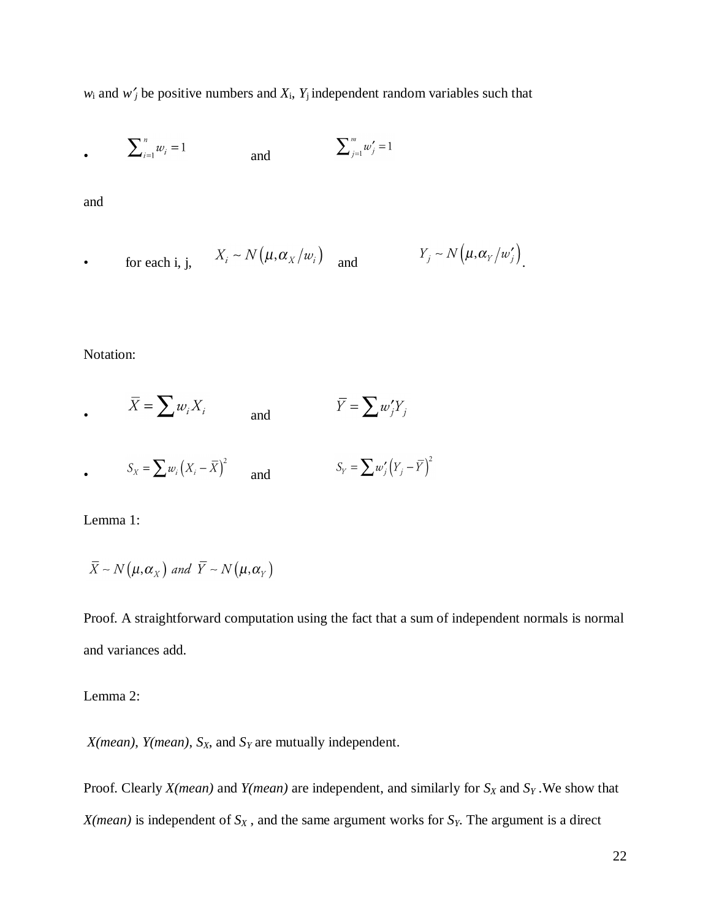$w_i$ and $w'_j$ be positive numbers and $X_i$, $Y_j$ independent random variables such that

- $\sum_{i=1}^{n} w_i = 1$ and $\sum_{j=1}^{m} w'_j = 1$

and

- for each i, j, $X_i \sim N\left(\mu, \alpha_X / w_i\right)$ and $Y_j \sim N\left(\mu, \alpha_Y / w'_j\right)$.

Notation:

- $\bar{X} = \sum w_i X_i$ and $\bar{Y} = \sum w'_j Y_j$
- $S_X = \sum w_i \left(X_i - \bar{X}\right)^2$ and $S_Y = \sum w'_j \left(Y_j - \bar{Y}\right)^2$

Lemma 1:

$\bar{X} \sim N\left(\mu, \alpha_X\right)$ *and* $\bar{Y} \sim N\left(\mu, \alpha_Y\right)$

Proof. A straightforward computation using the fact that a sum of independent normals is normal and variances add.

Lemma 2:

*X(mean), Y(mean),* $S_X$, and $S_Y$ are mutually independent.

Proof. Clearly *X(mean)* and *Y(mean)* are independent, and similarly for $S_X$ and $S_Y$ .We show that *X(mean)* is independent of $S_X$ , and the same argument works for $S_Y$. The argument is a direct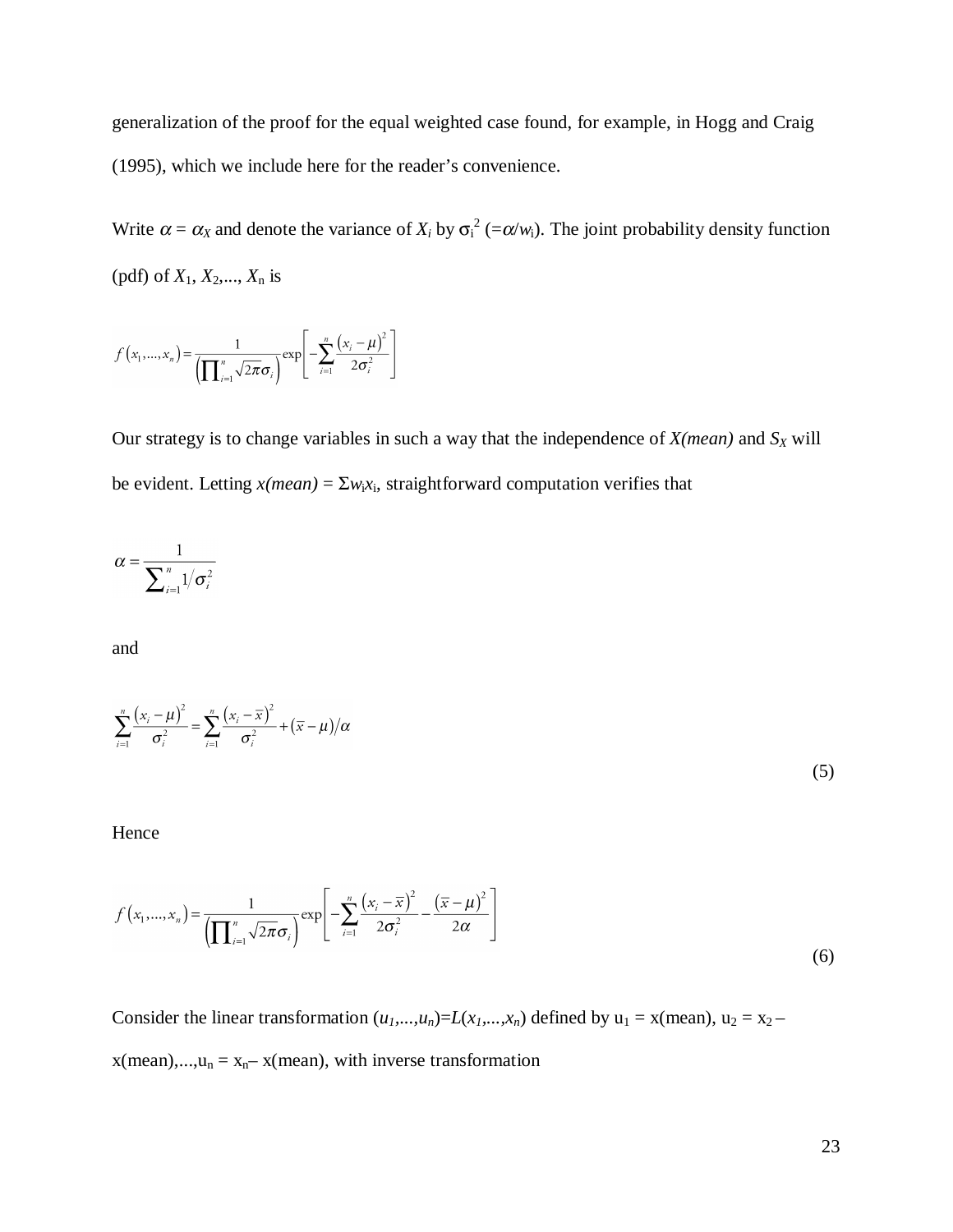generalization of the proof for the equal weighted case found, for example, in Hogg and Craig (1995), which we include here for the reader's convenience.

Write $\alpha = \alpha_X$ and denote the variance of $X_i$ by $\sigma_i^2$ ($=\alpha/w_i$). The joint probability density function (pdf) of $X_1, X_2, \ldots, X_n$ is

$$f\left(x_1,\ldots,x_n\right)=\frac{1}{\left(\prod_{i=1}^{n}\sqrt{2\pi}\sigma_i\right)}\exp\left[-\sum_{i=1}^{n}\frac{\left(x_i-\mu\right)^2}{2\sigma_i^2}\right]$$

Our strategy is to change variables in such a way that the independence of *X(mean)* and $S_X$ will be evident. Letting *x(mean)* = $\Sigma w_i x_i$, straightforward computation verifies that

$$\alpha=\frac{1}{\sum_{i=1}^{n}1/\sigma_i^2}$$

and

$$\sum_{i=1}^{n}\frac{\left(x_i-\mu\right)^2}{\sigma_i^2}=\sum_{i=1}^{n}\frac{\left(x_i-\bar{x}\right)^2}{\sigma_i^2}+\left(\bar{x}-\mu\right)/\alpha \tag{5}$$

Hence

$$f\left(x_1,\ldots,x_n\right)=\frac{1}{\left(\prod_{i=1}^{n}\sqrt{2\pi}\sigma_i\right)}\exp\left[-\sum_{i=1}^{n}\frac{\left(x_i-\bar{x}\right)^2}{2\sigma_i^2}-\frac{\left(\bar{x}-\mu\right)^2}{2\alpha}\right] \tag{6}$$

Consider the linear transformation $(u_1,\ldots,u_n)=L(x_1,\ldots,x_n)$ defined by $u_1$ = x(mean), $u_2 = x_2$ – x(mean),...,$u_n = x_n$– x(mean), with inverse transformation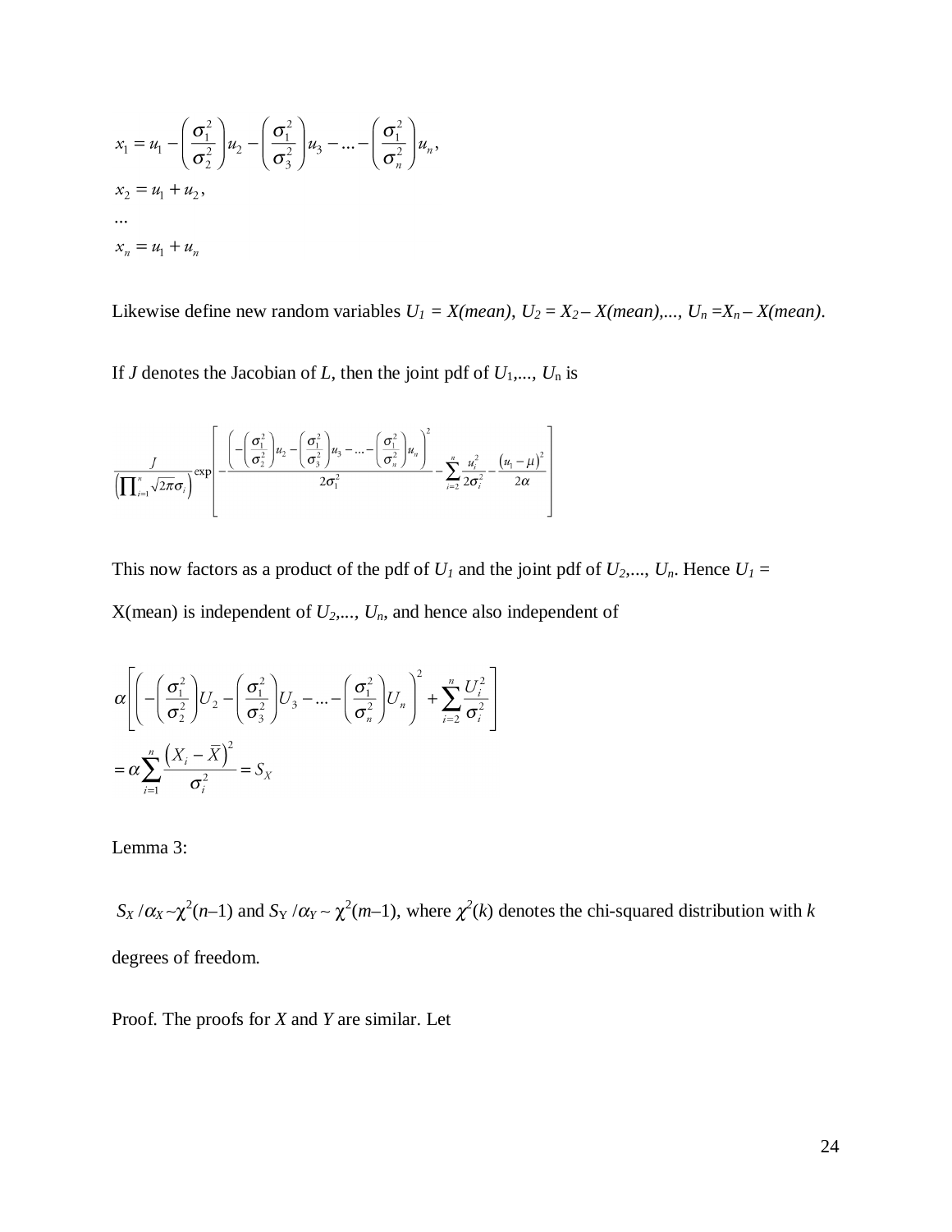$$
\begin{aligned}
x_1 &= u_1 - \left(\frac{\sigma_1^2}{\sigma_2^2}\right)u_2 - \left(\frac{\sigma_1^2}{\sigma_3^2}\right)u_3 - \ldots - \left(\frac{\sigma_1^2}{\sigma_n^2}\right)u_n, \\
x_2 &= u_1 + u_2, \\
&\ldots \\
x_n &= u_1 + u_n
\end{aligned}
$$

Likewise define new random variables *$U_1$ = X(mean)*, *$U_2 = X_2 -$ X(mean),..., $U_n = X_n -$ X(mean)*.

If *J* denotes the Jacobian of *L*, then the joint pdf of $U_1, \ldots, U_n$ is

$$
\frac{J}{\left(\prod_{i=1}^{n}\sqrt{2\pi}\sigma_i\right)}\exp\left[-\frac{\left(-\left(\frac{\sigma_1^2}{\sigma_2^2}\right)u_2 - \left(\frac{\sigma_1^2}{\sigma_3^2}\right)u_3 - \ldots - \left(\frac{\sigma_1^2}{\sigma_n^2}\right)u_n\right)^2}{2\sigma_1^2} - \sum_{i=2}^{n}\frac{u_i^2}{2\sigma_i^2} - \frac{\left(u_1 - \mu\right)^2}{2\alpha}\right]
$$

This now factors as a product of the pdf of $U_1$ and the joint pdf of $U_2, \ldots, U_n$. Hence $U_1$ = X(mean) is independent of $U_2, \ldots, U_n$, and hence also independent of

$$
\begin{aligned}
&\alpha\left[\left(-\left(\frac{\sigma_1^2}{\sigma_2^2}\right)U_2 - \left(\frac{\sigma_1^2}{\sigma_3^2}\right)U_3 - \ldots - \left(\frac{\sigma_1^2}{\sigma_n^2}\right)U_n\right)^2 + \sum_{i=2}^{n}\frac{U_i^2}{\sigma_i^2}\right] \\
&= \alpha\sum_{i=1}^{n}\frac{\left(X_i - \bar{X}\right)^2}{\sigma_i^2} = S_X
\end{aligned}
$$

Lemma 3:

$S_X/\alpha_X \sim \chi^2(n-1)$ and $S_Y/\alpha_Y \sim \chi^2(m-1)$, where $\chi^2(k)$ denotes the chi-squared distribution with *k* degrees of freedom.

Proof. The proofs for *X* and *Y* are similar. Let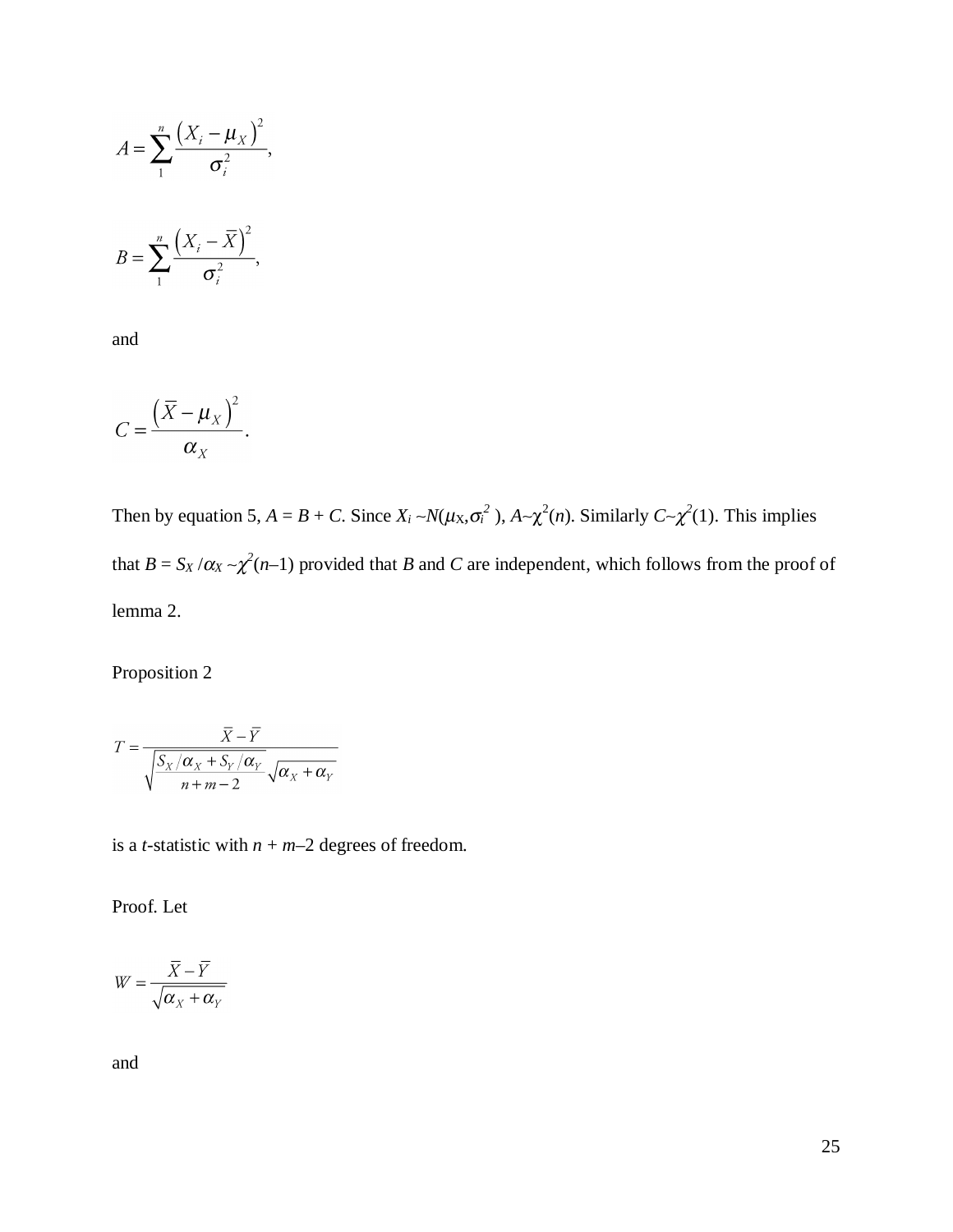$$A = \sum_{1}^{n} \frac{\left(X_i - \mu_X\right)^2}{\sigma_i^2},$$

$$B = \sum_{1}^{n} \frac{\left(X_i - \bar{X}\right)^2}{\sigma_i^2},$$

and

$$C = \frac{\left(\bar{X} - \mu_X\right)^2}{\alpha_X}.$$

Then by equation 5, $A = B + C$. Since $X_i \sim N(\mu_X, \sigma_i^2)$, $A \sim \chi^2(n)$. Similarly $C \sim \chi^2(1)$. This implies that $B = S_X / \alpha_X \sim \chi^2(n-1)$ provided that $B$ and $C$ are independent, which follows from the proof of lemma 2.

Proposition 2

$$T = \frac{\bar{X} - \bar{Y}}{\sqrt{\dfrac{S_X/\alpha_X + S_Y/\alpha_Y}{n+m-2}}\sqrt{\alpha_X + \alpha_Y}}$$

is a *t*-statistic with $n + m - 2$ degrees of freedom.

Proof. Let

$$W = \frac{\bar{X} - \bar{Y}}{\sqrt{\alpha_X + \alpha_Y}}$$

and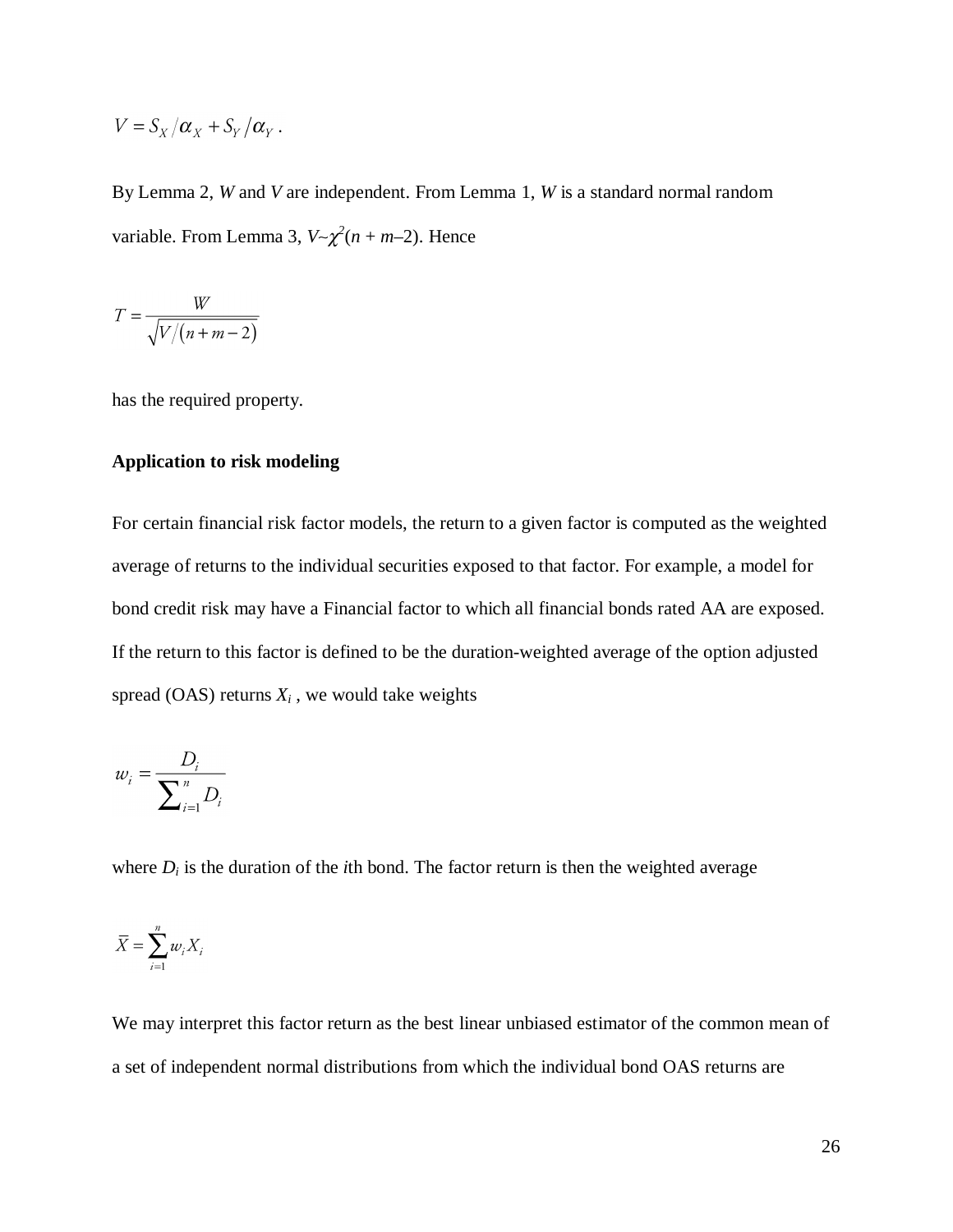$$V = S_X / \alpha_X + S_Y / \alpha_Y .$$

By Lemma 2, $W$ and $V$ are independent. From Lemma 1, $W$ is a standard normal random variable. From Lemma 3, $V \sim \chi^2(n + m - 2)$. Hence

$$T = \frac{W}{\sqrt{V/(n+m-2)}}$$

has the required property.

**Application to risk modeling**

For certain financial risk factor models, the return to a given factor is computed as the weighted average of returns to the individual securities exposed to that factor. For example, a model for bond credit risk may have a Financial factor to which all financial bonds rated AA are exposed. If the return to this factor is defined to be the duration-weighted average of the option adjusted spread (OAS) returns $X_i$ , we would take weights

$$w_i = \frac{D_i}{\sum_{i=1}^{n} D_i}$$

where $D_i$ is the duration of the $i$th bond. The factor return is then the weighted average

$$\bar{X} = \sum_{i=1}^{n} w_i X_i$$

We may interpret this factor return as the best linear unbiased estimator of the common mean of a set of independent normal distributions from which the individual bond OAS returns are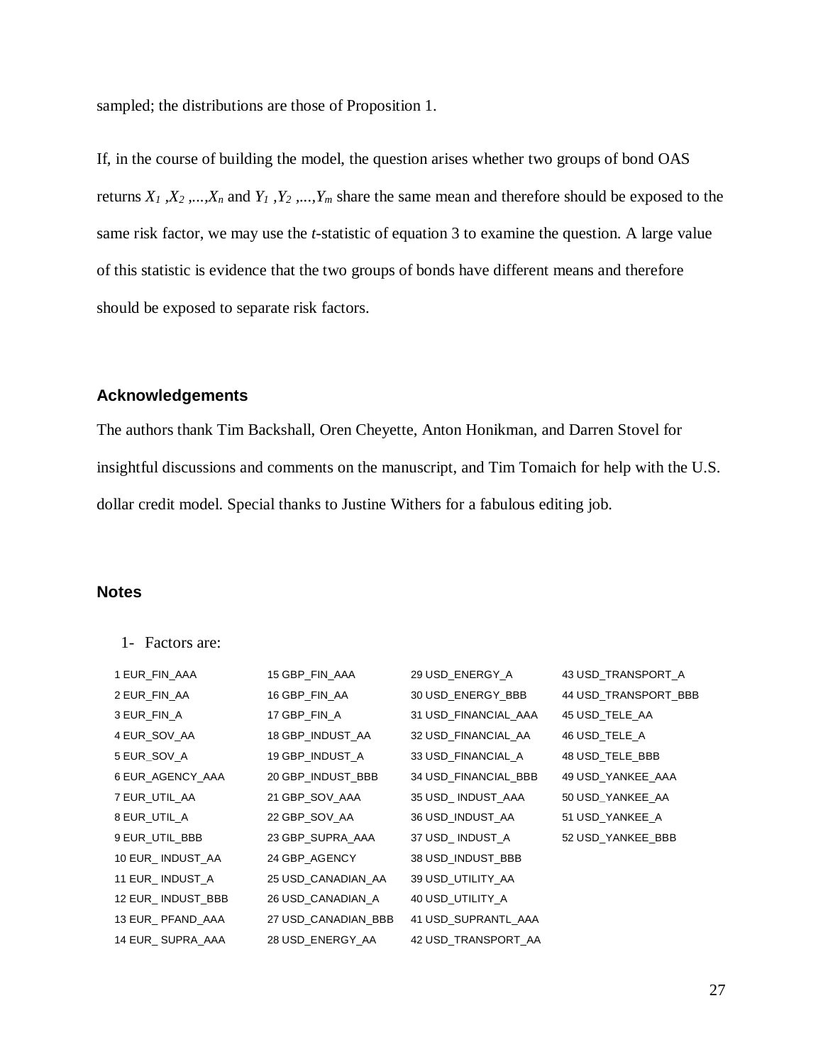sampled; the distributions are those of Proposition 1.

If, in the course of building the model, the question arises whether two groups of bond OAS returns $X_1, X_2, \ldots, X_n$ and $Y_1, Y_2, \ldots, Y_m$ share the same mean and therefore should be exposed to the same risk factor, we may use the *t*-statistic of equation 3 to examine the question. A large value of this statistic is evidence that the two groups of bonds have different means and therefore should be exposed to separate risk factors.

### Acknowledgements

The authors thank Tim Backshall, Oren Cheyette, Anton Honikman, and Darren Stovel for insightful discussions and comments on the manuscript, and Tim Tomaich for help with the U.S. dollar credit model. Special thanks to Justine Withers for a fabulous editing job.

### Notes

1- Factors are:

| | | | |
|---|---|---|---|
| 1 EUR_FIN_AAA | 15 GBP_FIN_AAA | 29 USD_ENERGY_A | 43 USD_TRANSPORT_A |
| 2 EUR_FIN_AA | 16 GBP_FIN_AA | 30 USD_ENERGY_BBB | 44 USD_TRANSPORT_BBB |
| 3 EUR_FIN_A | 17 GBP_FIN_A | 31 USD_FINANCIAL_AAA | 45 USD_TELE_AA |
| 4 EUR_SOV_AA | 18 GBP_INDUST_AA | 32 USD_FINANCIAL_AA | 46 USD_TELE_A |
| 5 EUR_SOV_A | 19 GBP_INDUST_A | 33 USD_FINANCIAL_A | 48 USD_TELE_BBB |
| 6 EUR_AGENCY_AAA | 20 GBP_INDUST_BBB | 34 USD_FINANCIAL_BBB | 49 USD_YANKEE_AAA |
| 7 EUR_UTIL_AA | 21 GBP_SOV_AAA | 35 USD_ INDUST_AAA | 50 USD_YANKEE_AA |
| 8 EUR_UTIL_A | 22 GBP_SOV_AA | 36 USD_INDUST_AA | 51 USD_YANKEE_A |
| 9 EUR_UTIL_BBB | 23 GBP_SUPRA_AAA | 37 USD_ INDUST_A | 52 USD_YANKEE_BBB |
| 10 EUR_ INDUST_AA | 24 GBP_AGENCY | 38 USD_INDUST_BBB | |
| 11 EUR_ INDUST_A | 25 USD_CANADIAN_AA | 39 USD_UTILITY_AA | |
| 12 EUR_ INDUST_BBB | 26 USD_CANADIAN_A | 40 USD_UTILITY_A | |
| 13 EUR_ PFAND_AAA | 27 USD_CANADIAN_BBB | 41 USD_SUPRANTL_AAA | |
| 14 EUR_ SUPRA_AAA | 28 USD_ENERGY_AA | 42 USD_TRANSPORT_AA | |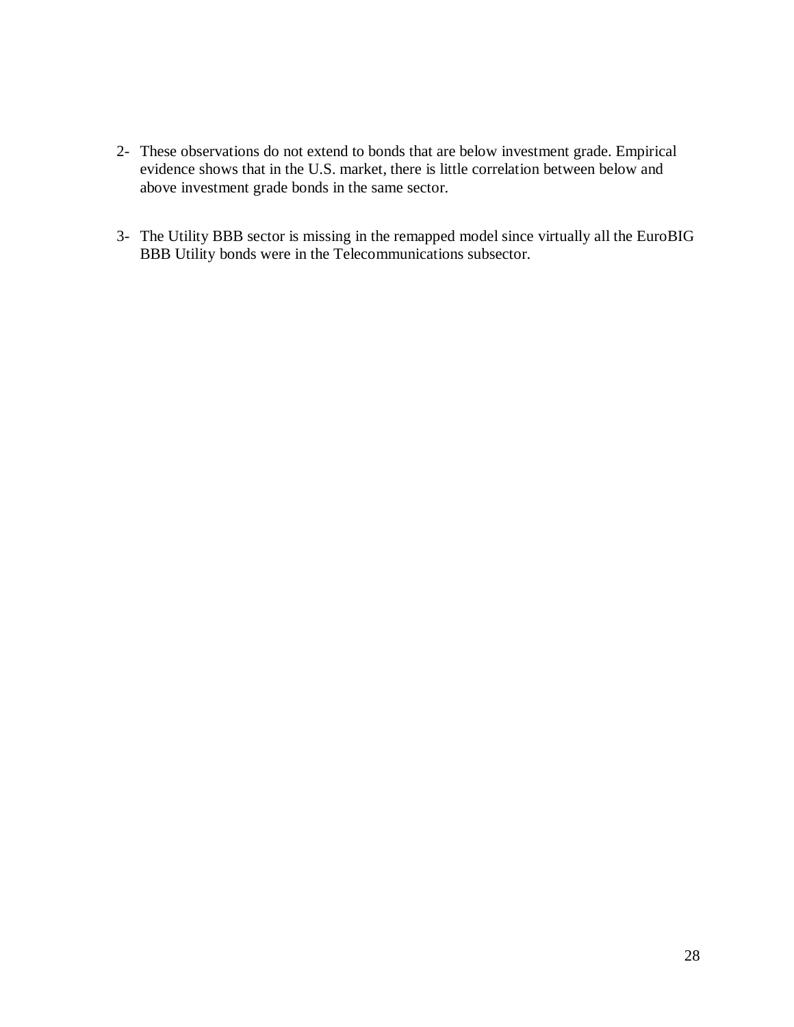2- These observations do not extend to bonds that are below investment grade. Empirical evidence shows that in the U.S. market, there is little correlation between below and above investment grade bonds in the same sector.

3- The Utility BBB sector is missing in the remapped model since virtually all the EuroBIG BBB Utility bonds were in the Telecommunications subsector.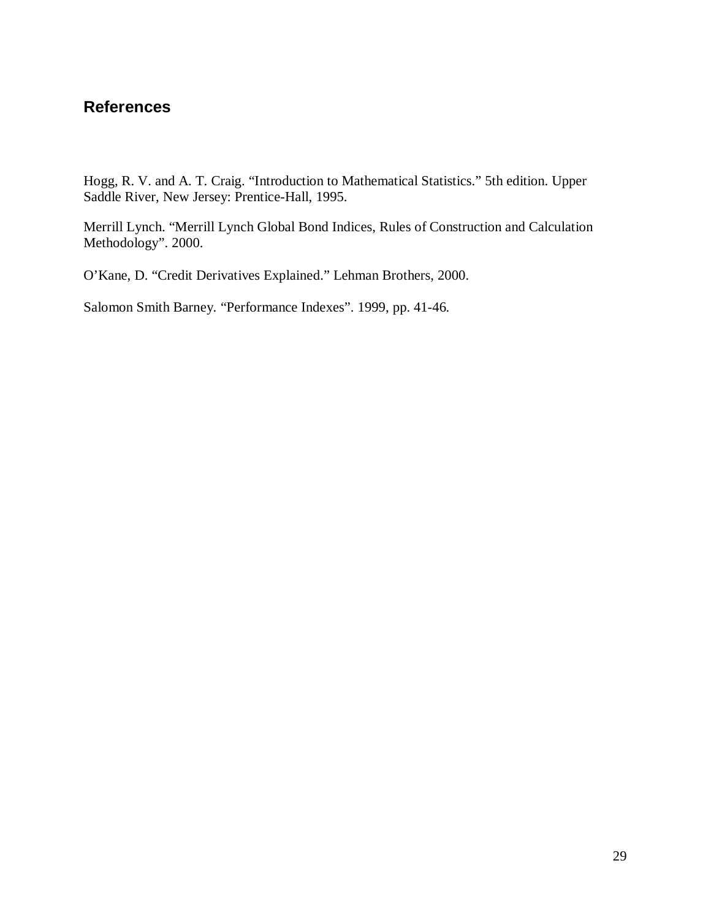## References

Hogg, R. V. and A. T. Craig. “Introduction to Mathematical Statistics.” 5th edition. Upper Saddle River, New Jersey: Prentice-Hall, 1995.

Merrill Lynch. “Merrill Lynch Global Bond Indices, Rules of Construction and Calculation Methodology”. 2000.

O’Kane, D. “Credit Derivatives Explained.” Lehman Brothers, 2000.

Salomon Smith Barney. “Performance Indexes”. 1999, pp. 41-46.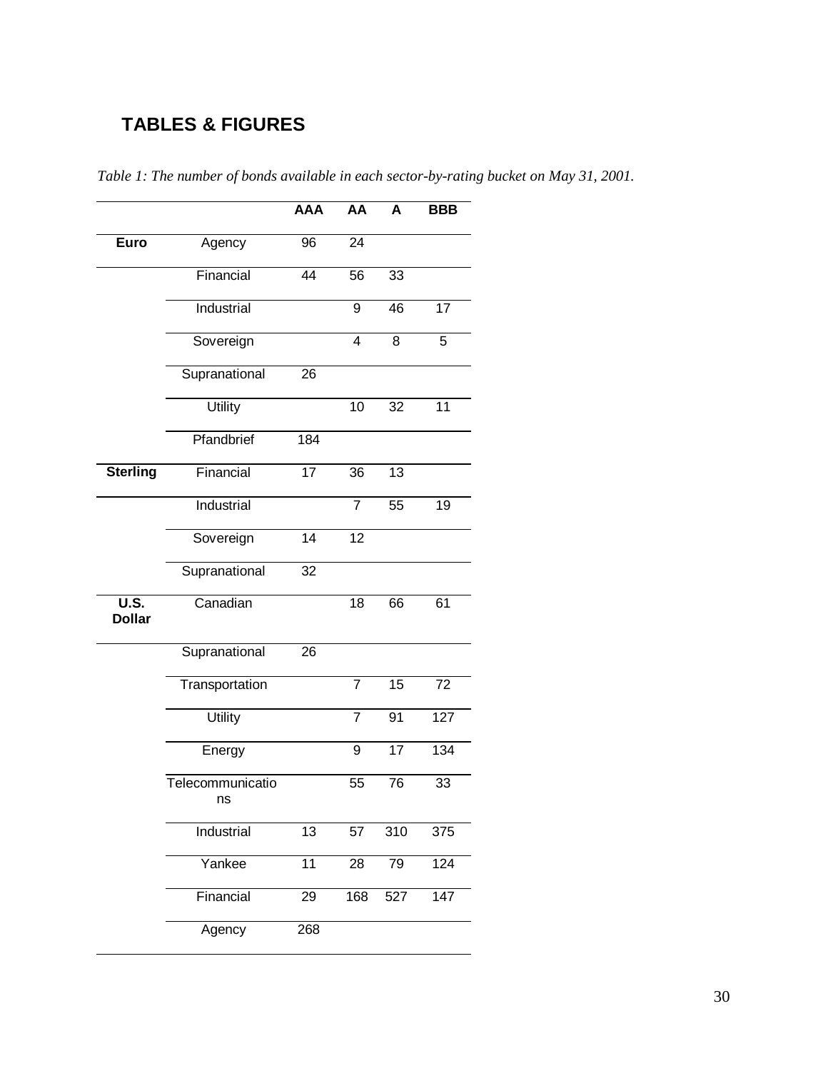## TABLES & FIGURES

*Table 1: The number of bonds available in each sector-by-rating bucket on May 31, 2001.*

| | | AAA | AA | A | BBB |
|---|---|---|---|---|---|
| **Euro** | Agency | 96 | 24 | | |
| | Financial | 44 | 56 | 33 | |
| | Industrial | | 9 | 46 | 17 |
| | Sovereign | | 4 | 8 | 5 |
| | Supranational | 26 | | | |
| | Utility | | 10 | 32 | 11 |
| | Pfandbrief | 184 | | | |
| **Sterling** | Financial | 17 | 36 | 13 | |
| | Industrial | | 7 | 55 | 19 |
| | Sovereign | 14 | 12 | | |
| | Supranational | 32 | | | |
| **U.S. Dollar** | Canadian | | 18 | 66 | 61 |
| | Supranational | 26 | | | |
| | Transportation | | 7 | 15 | 72 |
| | Utility | | 7 | 91 | 127 |
| | Energy | | 9 | 17 | 134 |
| | Telecommunications | | 55 | 76 | 33 |
| | Industrial | 13 | 57 | 310 | 375 |
| | Yankee | 11 | 28 | 79 | 124 |
| | Financial | 29 | 168 | 527 | 147 |
| | Agency | 268 | | | |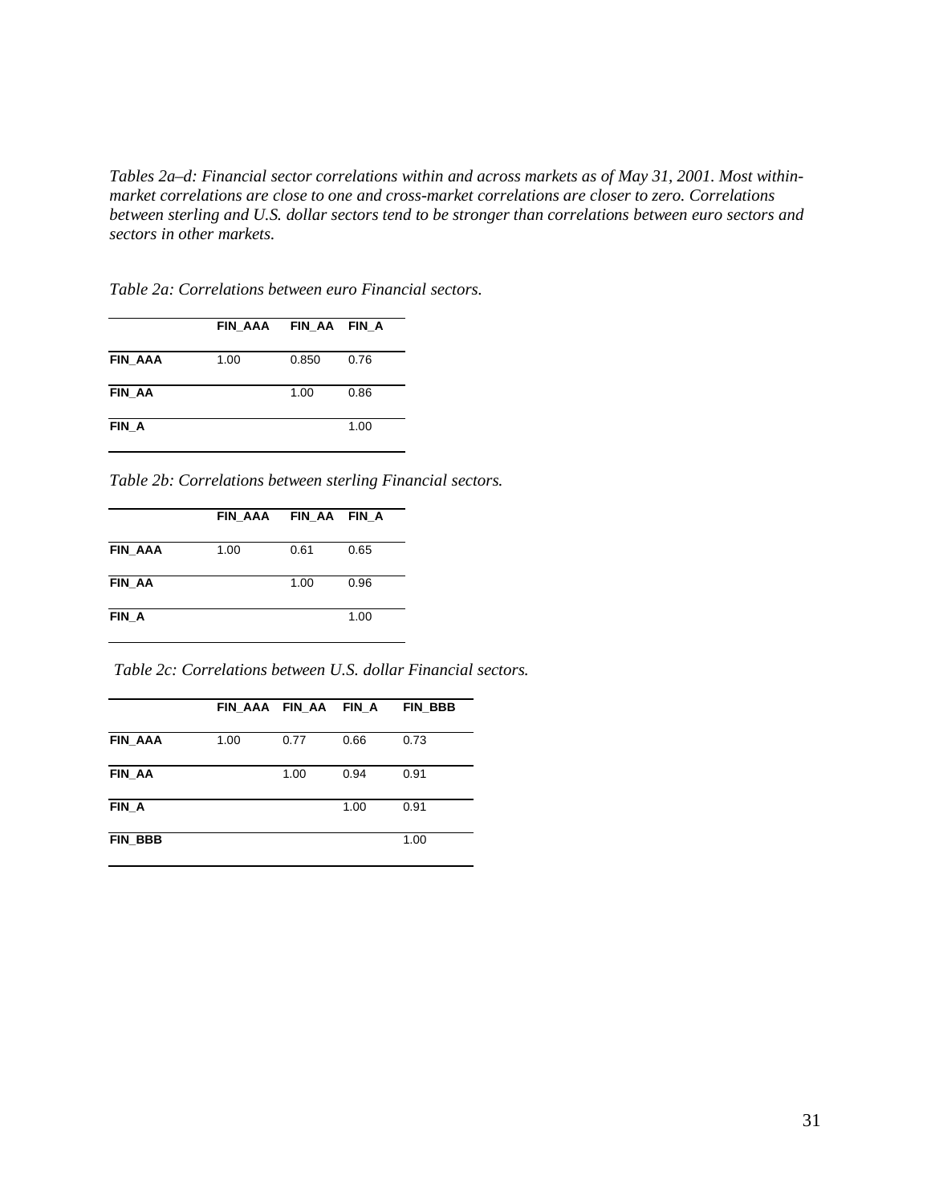*Tables 2a–d: Financial sector correlations within and across markets as of May 31, 2001. Most within-market correlations are close to one and cross-market correlations are closer to zero. Correlations between sterling and U.S. dollar sectors tend to be stronger than correlations between euro sectors and sectors in other markets.*

*Table 2a: Correlations between euro Financial sectors.*

| | FIN_AAA | FIN_AA | FIN_A |
|---|---|---|---|
| **FIN_AAA** | 1.00 | 0.850 | 0.76 |
| **FIN_AA** | | 1.00 | 0.86 |
| **FIN_A** | | | 1.00 |

*Table 2b: Correlations between sterling Financial sectors.*

| | FIN_AAA | FIN_AA | FIN_A |
|---|---|---|---|
| **FIN_AAA** | 1.00 | 0.61 | 0.65 |
| **FIN_AA** | | 1.00 | 0.96 |
| **FIN_A** | | | 1.00 |

*Table 2c: Correlations between U.S. dollar Financial sectors.*

| | FIN_AAA | FIN_AA | FIN_A | FIN_BBB |
|---|---|---|---|---|
| **FIN_AAA** | 1.00 | 0.77 | 0.66 | 0.73 |
| **FIN_AA** | | 1.00 | 0.94 | 0.91 |
| **FIN_A** | | | 1.00 | 0.91 |
| **FIN_BBB** | | | | 1.00 |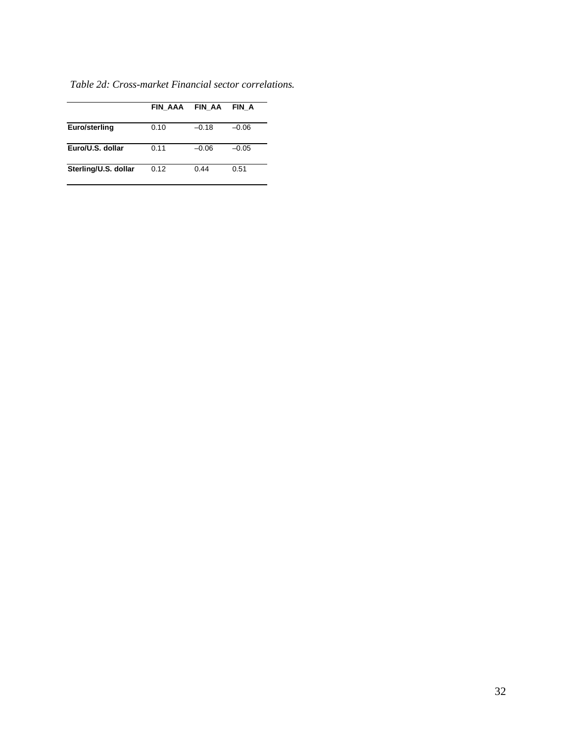*Table 2d: Cross-market Financial sector correlations.*

| | FIN_AAA | FIN_AA | FIN_A |
|---|---|---|---|
| **Euro/sterling** | 0.10 | –0.18 | –0.06 |
| **Euro/U.S. dollar** | 0.11 | –0.06 | –0.05 |
| **Sterling/U.S. dollar** | 0.12 | 0.44 | 0.51 |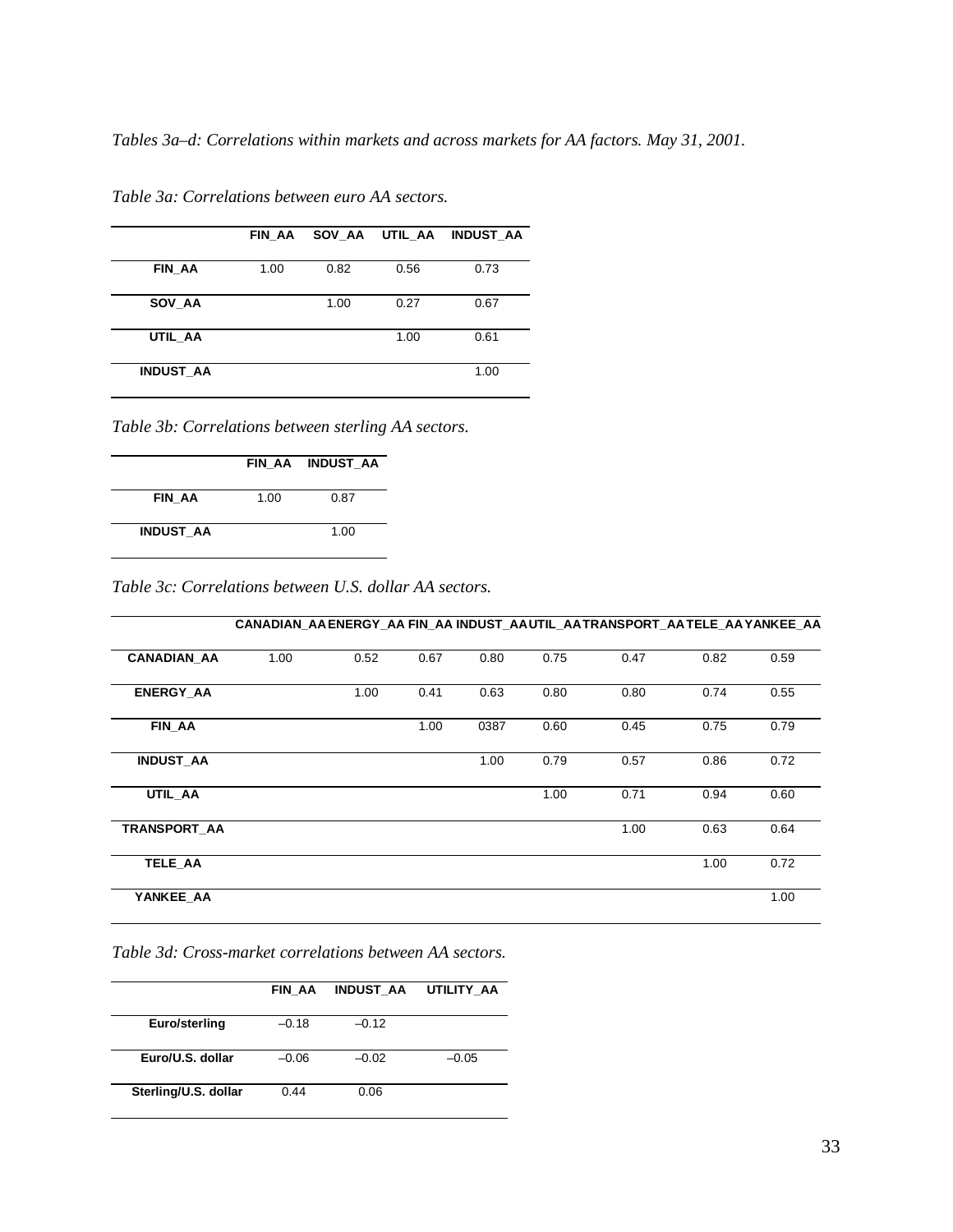*Tables 3a–d: Correlations within markets and across markets for AA factors. May 31, 2001.*

*Table 3a: Correlations between euro AA sectors.*

| | FIN_AA | SOV_AA | UTIL_AA | INDUST_AA |
|---|---|---|---|---|
| FIN_AA | 1.00 | 0.82 | 0.56 | 0.73 |
| SOV_AA | | 1.00 | 0.27 | 0.67 |
| UTIL_AA | | | 1.00 | 0.61 |
| INDUST_AA | | | | 1.00 |

*Table 3b: Correlations between sterling AA sectors.*

| | FIN_AA | INDUST_AA |
|---|---|---|
| FIN_AA | 1.00 | 0.87 |
| INDUST_AA | | 1.00 |

*Table 3c: Correlations between U.S. dollar AA sectors.*

| | CANADIAN_AA | ENERGY_AA | FIN_AA | INDUST_AA | UTIL_AA | TRANSPORT_AA | TELE_AA | YANKEE_AA |
|---|---|---|---|---|---|---|---|---|
| CANADIAN_AA | 1.00 | 0.52 | 0.67 | 0.80 | 0.75 | 0.47 | 0.82 | 0.59 |
| ENERGY_AA | | 1.00 | 0.41 | 0.63 | 0.80 | 0.80 | 0.74 | 0.55 |
| FIN_AA | | | 1.00 | 0387 | 0.60 | 0.45 | 0.75 | 0.79 |
| INDUST_AA | | | | 1.00 | 0.79 | 0.57 | 0.86 | 0.72 |
| UTIL_AA | | | | | 1.00 | 0.71 | 0.94 | 0.60 |
| TRANSPORT_AA | | | | | | 1.00 | 0.63 | 0.64 |
| TELE_AA | | | | | | | 1.00 | 0.72 |
| YANKEE_AA | | | | | | | | 1.00 |

*Table 3d: Cross-market correlations between AA sectors.*

| | FIN_AA | INDUST_AA | UTILITY_AA |
|---|---|---|---|
| Euro/sterling | –0.18 | –0.12 | |
| Euro/U.S. dollar | –0.06 | –0.02 | –0.05 |
| Sterling/U.S. dollar | 0.44 | 0.06 | |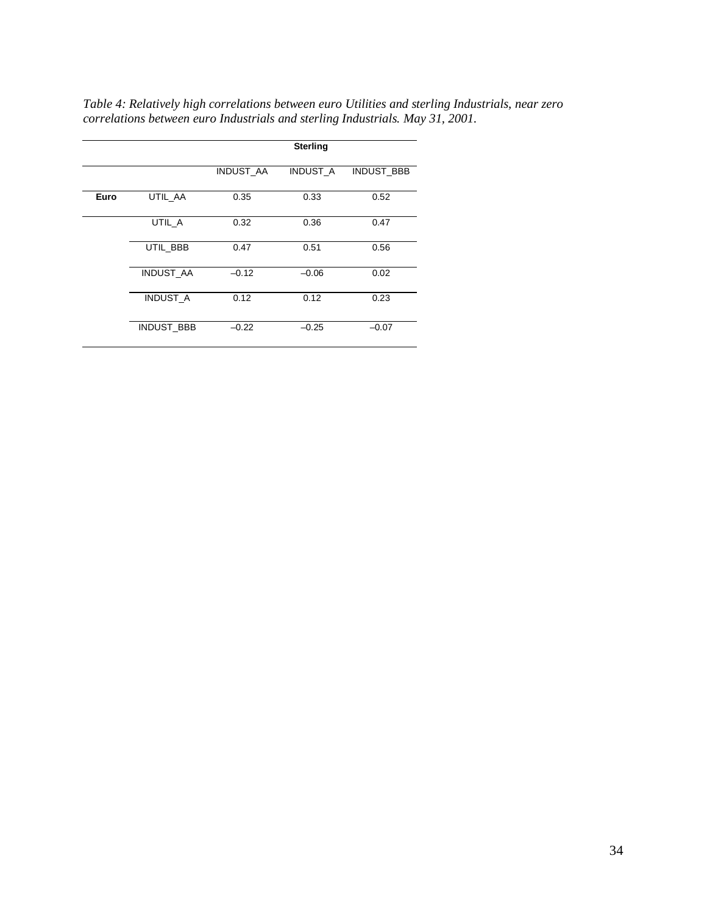*Table 4: Relatively high correlations between euro Utilities and sterling Industrials, near zero correlations between euro Industrials and sterling Industrials. May 31, 2001.*

| | | **Sterling** | | |
|---|---|---|---|---|
| | | INDUST_AA | INDUST_A | INDUST_BBB |
| **Euro** | UTIL_AA | 0.35 | 0.33 | 0.52 |
| | UTIL_A | 0.32 | 0.36 | 0.47 |
| | UTIL_BBB | 0.47 | 0.51 | 0.56 |
| | INDUST_AA | –0.12 | –0.06 | 0.02 |
| | INDUST_A | 0.12 | 0.12 | 0.23 |
| | INDUST_BBB | –0.22 | –0.25 | –0.07 |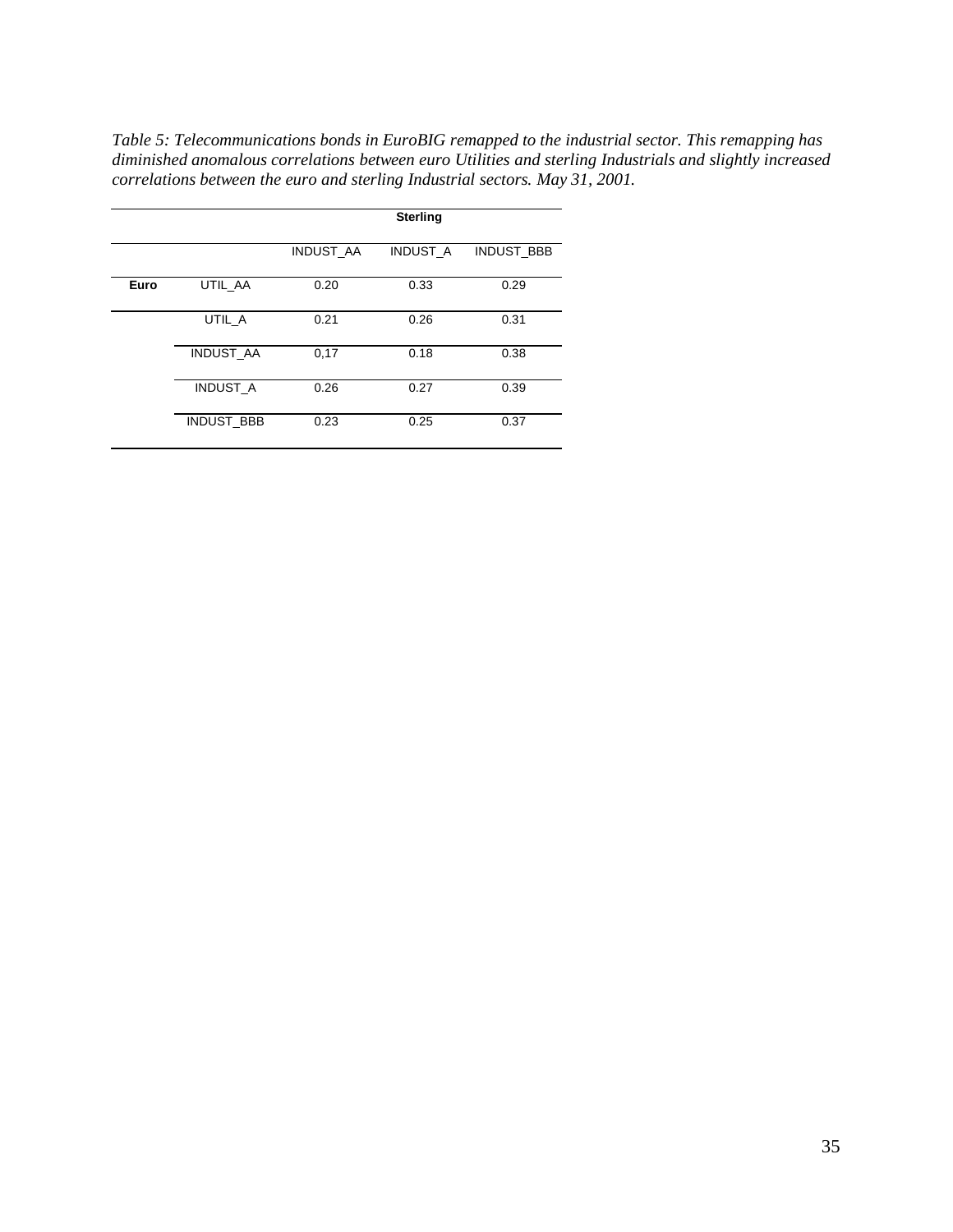*Table 5: Telecommunications bonds in EuroBIG remapped to the industrial sector. This remapping has diminished anomalous correlations between euro Utilities and sterling Industrials and slightly increased correlations between the euro and sterling Industrial sectors. May 31, 2001.*

| | | **Sterling** | | |
|---|---|---|---|---|
| | | INDUST_AA | INDUST_A | INDUST_BBB |
| **Euro** | UTIL_AA | 0.20 | 0.33 | 0.29 |
| | UTIL_A | 0.21 | 0.26 | 0.31 |
| | INDUST_AA | 0,17 | 0.18 | 0.38 |
| | INDUST_A | 0.26 | 0.27 | 0.39 |
| | INDUST_BBB | 0.23 | 0.25 | 0.37 |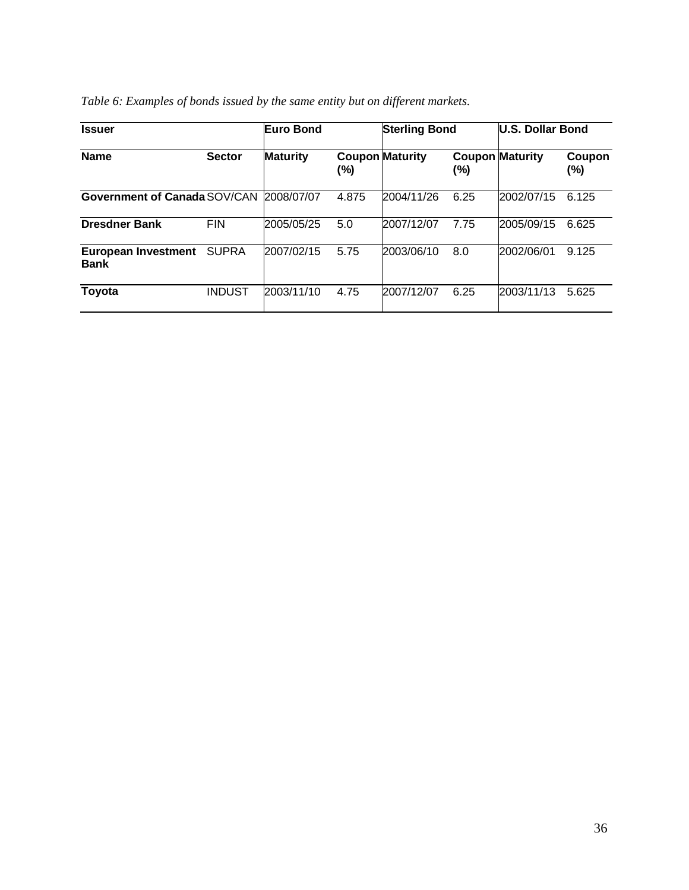*Table 6: Examples of bonds issued by the same entity but on different markets.*

| **Issuer** | | **Euro Bond** | | **Sterling Bond** | | **U.S. Dollar Bond** | |
|---|---|---|---|---|---|---|---|
| **Name** | **Sector** | **Maturity** | **Coupon (%)** | **Maturity** | **Coupon (%)** | **Maturity** | **Coupon (%)** |
| **Government of Canada** | SOV/CAN | 2008/07/07 | 4.875 | 2004/11/26 | 6.25 | 2002/07/15 | 6.125 |
| **Dresdner Bank** | FIN | 2005/05/25 | 5.0 | 2007/12/07 | 7.75 | 2005/09/15 | 6.625 |
| **European Investment Bank** | SUPRA | 2007/02/15 | 5.75 | 2003/06/10 | 8.0 | 2002/06/01 | 9.125 |
| **Toyota** | INDUST | 2003/11/10 | 4.75 | 2007/12/07 | 6.25 | 2003/11/13 | 5.625 |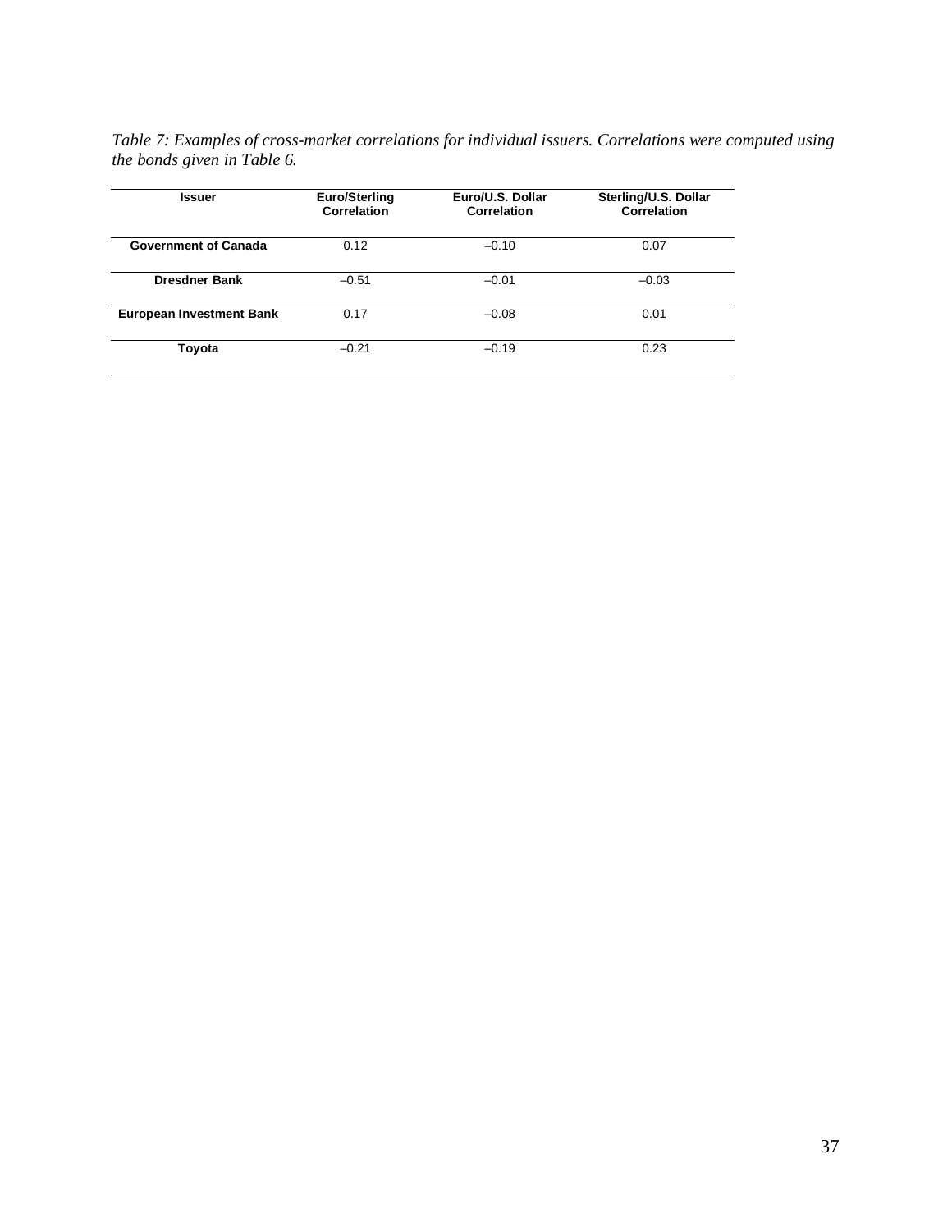*Table 7: Examples of cross-market correlations for individual issuers. Correlations were computed using the bonds given in Table 6.*

| Issuer | Euro/Sterling Correlation | Euro/U.S. Dollar Correlation | Sterling/U.S. Dollar Correlation |
|---|---|---|---|
| Government of Canada | 0.12 | –0.10 | 0.07 |
| Dresdner Bank | –0.51 | –0.01 | –0.03 |
| European Investment Bank | 0.17 | –0.08 | 0.01 |
| Toyota | –0.21 | –0.19 | 0.23 |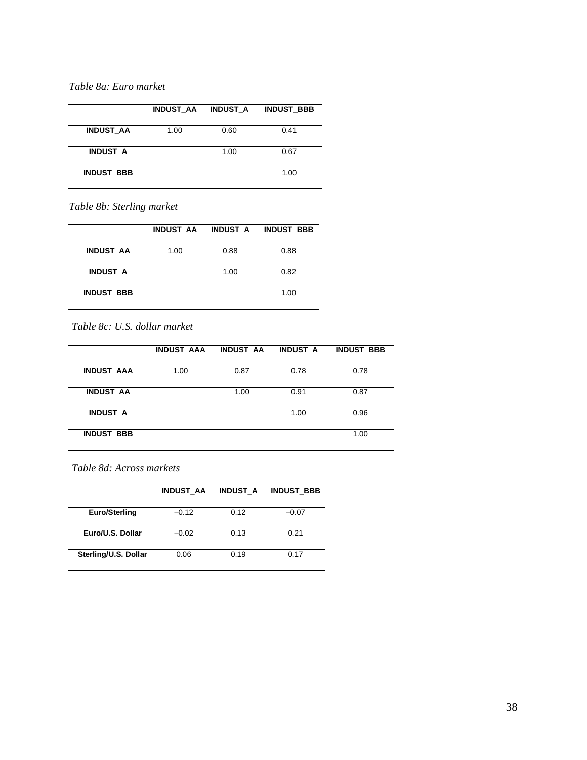*Table 8a: Euro market*

| | INDUST_AA | INDUST_A | INDUST_BBB |
|---|---|---|---|
| INDUST_AA | 1.00 | 0.60 | 0.41 |
| INDUST_A | | 1.00 | 0.67 |
| INDUST_BBB | | | 1.00 |

*Table 8b: Sterling market*

| | INDUST_AA | INDUST_A | INDUST_BBB |
|---|---|---|---|
| INDUST_AA | 1.00 | 0.88 | 0.88 |
| INDUST_A | | 1.00 | 0.82 |
| INDUST_BBB | | | 1.00 |

*Table 8c: U.S. dollar market*

| | INDUST_AAA | INDUST_AA | INDUST_A | INDUST_BBB |
|---|---|---|---|---|
| INDUST_AAA | 1.00 | 0.87 | 0.78 | 0.78 |
| INDUST_AA | | 1.00 | 0.91 | 0.87 |
| INDUST_A | | | 1.00 | 0.96 |
| INDUST_BBB | | | | 1.00 |

*Table 8d: Across markets*

| | INDUST_AA | INDUST_A | INDUST_BBB |
|---|---|---|---|
| Euro/Sterling | –0.12 | 0.12 | –0.07 |
| Euro/U.S. Dollar | –0.02 | 0.13 | 0.21 |
| Sterling/U.S. Dollar | 0.06 | 0.19 | 0.17 |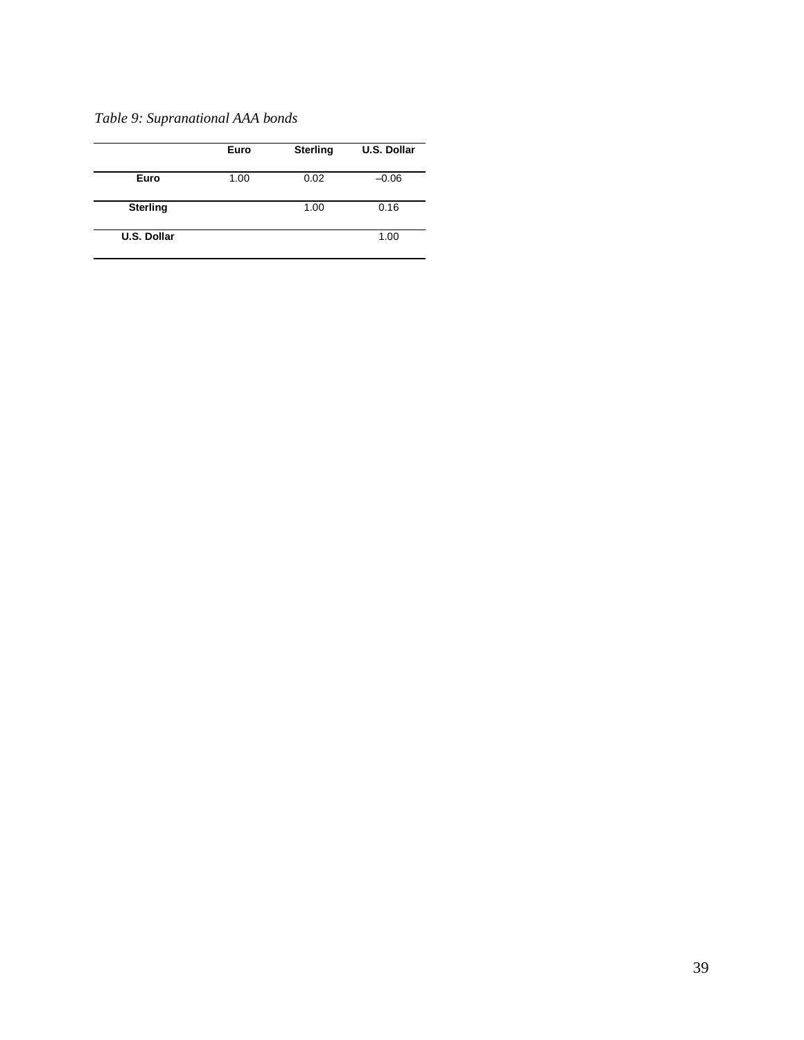*Table 9: Supranational AAA bonds*

| | Euro | Sterling | U.S. Dollar |
|---|---|---|---|
| **Euro** | 1.00 | 0.02 | –0.06 |
| **Sterling** | | 1.00 | 0.16 |
| **U.S. Dollar** | | | 1.00 |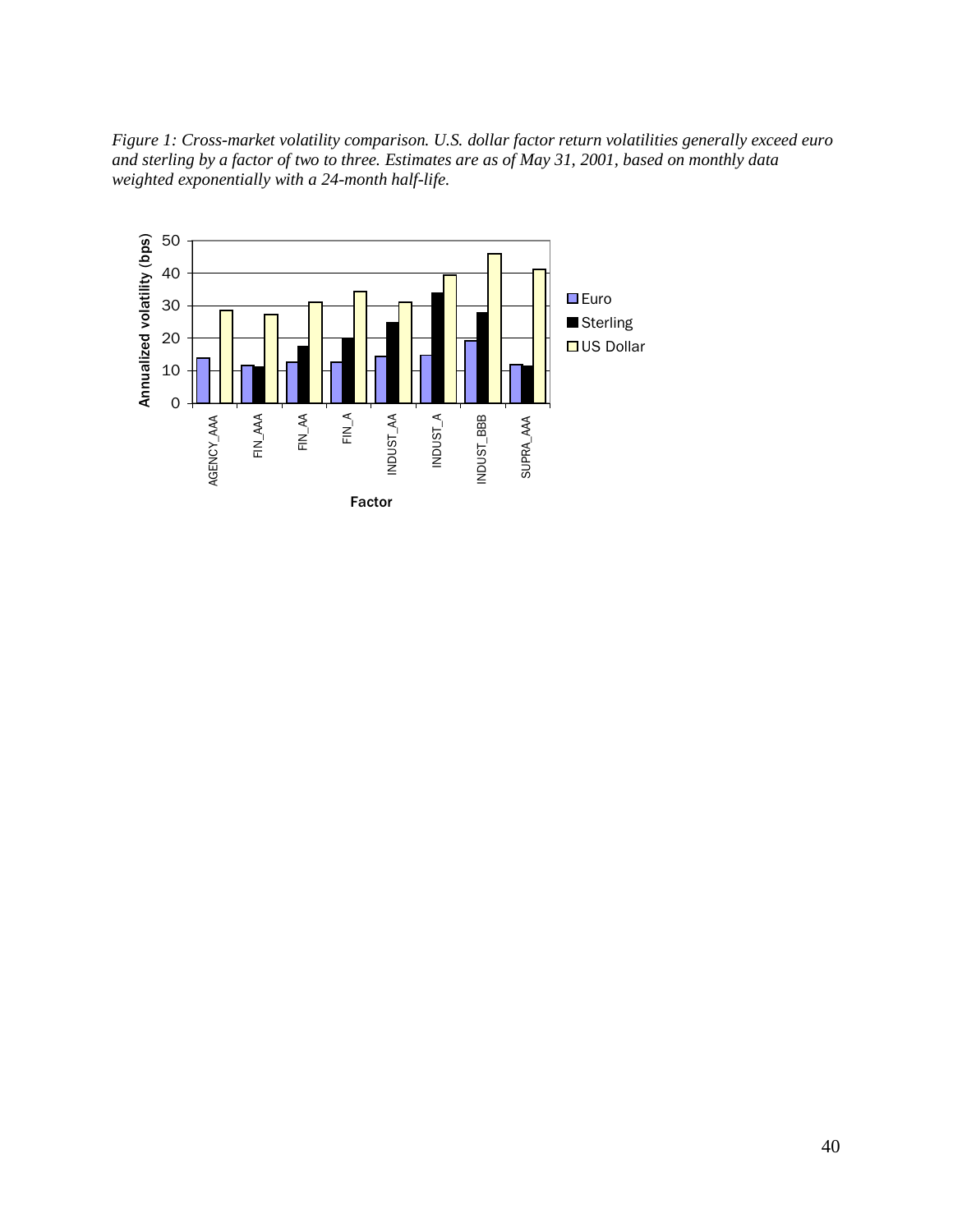*Figure 1: Cross-market volatility comparison. U.S. dollar factor return volatilities generally exceed euro and sterling by a factor of two to three. Estimates are as of May 31, 2001, based on monthly data weighted exponentially with a 24-month half-life.*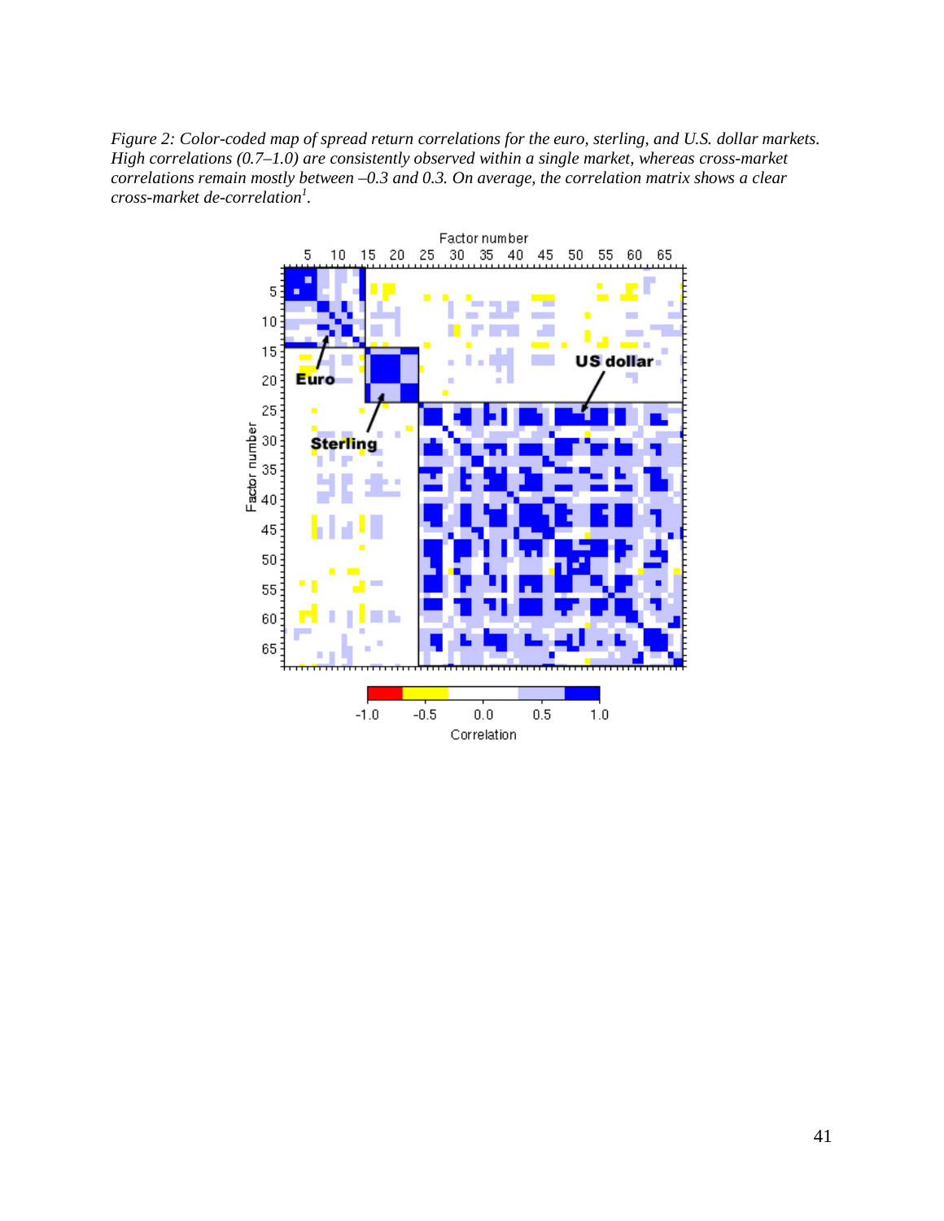*Figure 2: Color-coded map of spread return correlations for the euro, sterling, and U.S. dollar markets. High correlations (0.7–1.0) are consistently observed within a single market, whereas cross-market correlations remain mostly between –0.3 and 0.3. On average, the correlation matrix shows a clear cross-market de-correlation*[1].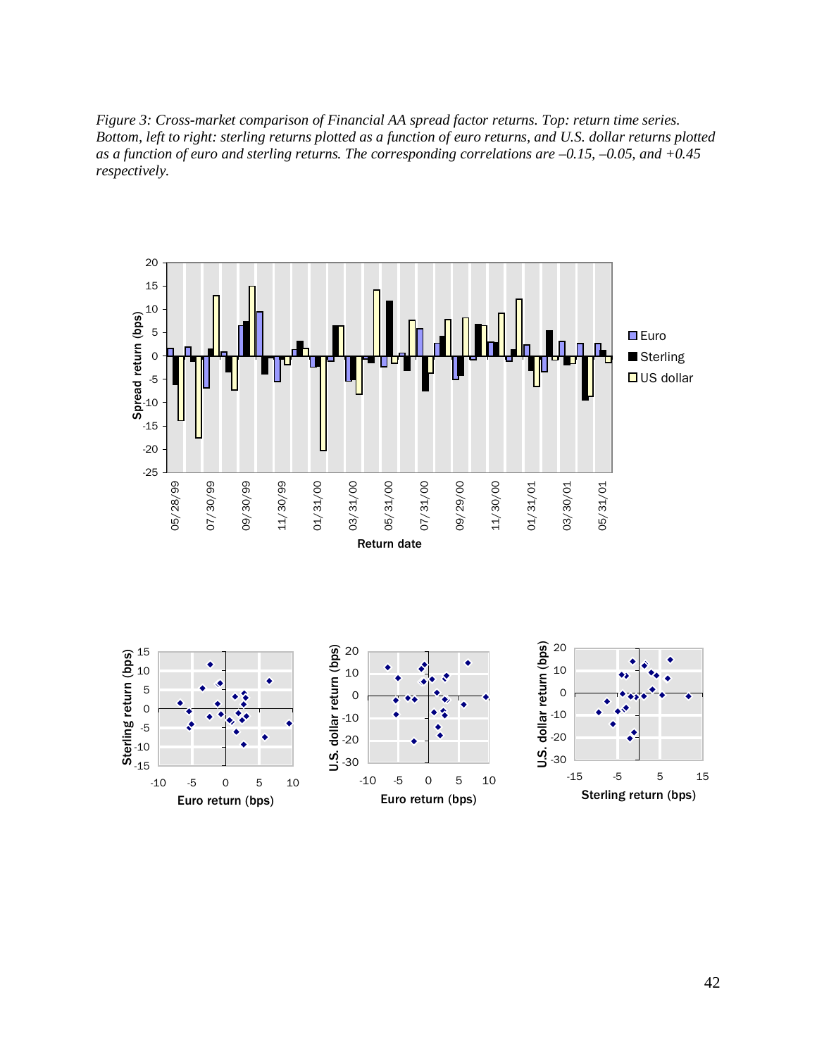*Figure 3: Cross-market comparison of Financial AA spread factor returns. Top: return time series. Bottom, left to right: sterling returns plotted as a function of euro returns, and U.S. dollar returns plotted as a function of euro and sterling returns. The corresponding correlations are –0.15, –0.05, and +0.45 respectively.*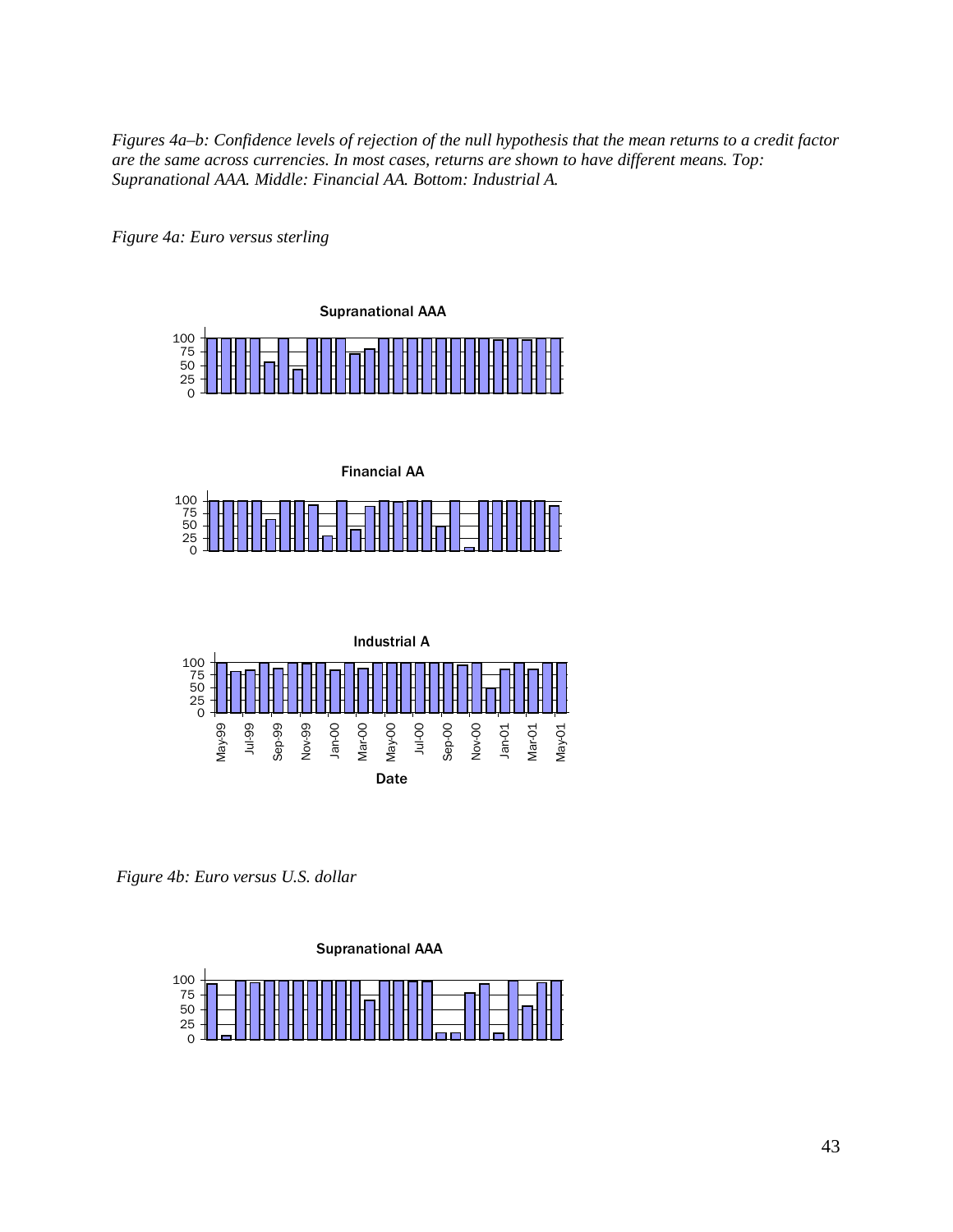*Figures 4a–b: Confidence levels of rejection of the null hypothesis that the mean returns to a credit factor are the same across currencies. In most cases, returns are shown to have different means. Top: Supranational AAA. Middle: Financial AA. Bottom: Industrial A.*

*Figure 4a: Euro versus sterling*

*Figure 4b: Euro versus U.S. dollar*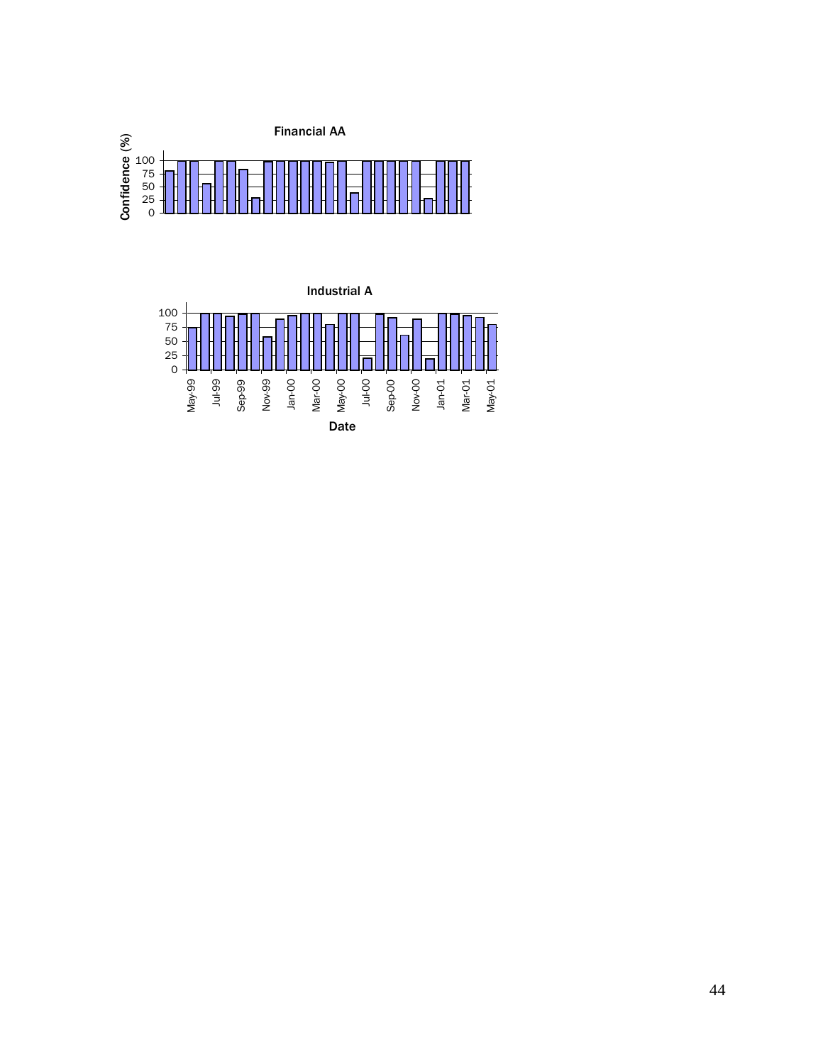Financial AA

Confidence (%)

100
75
50
25
0

Industrial A

100
75
50
25
0

May-99 Jul-99 Sep-99 Nov-99 Jan-00 Mar-00 May-00 Jul-00 Sep-00 Nov-00 Jan-01 Mar-01 May-01

Date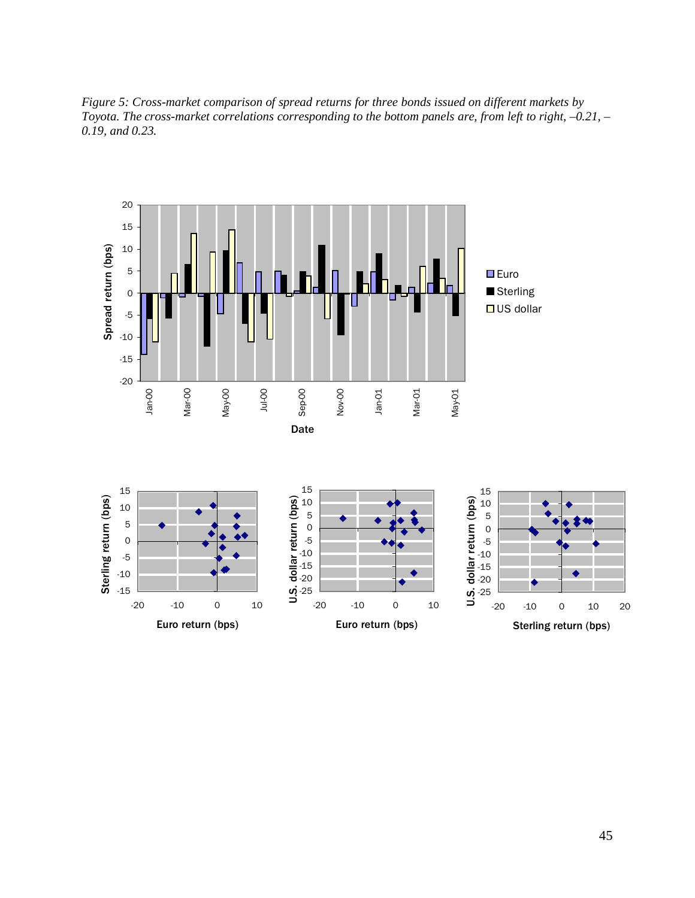*Figure 5: Cross-market comparison of spread returns for three bonds issued on different markets by Toyota. The cross-market correlations corresponding to the bottom panels are, from left to right, –0.21, –0.19, and 0.23.*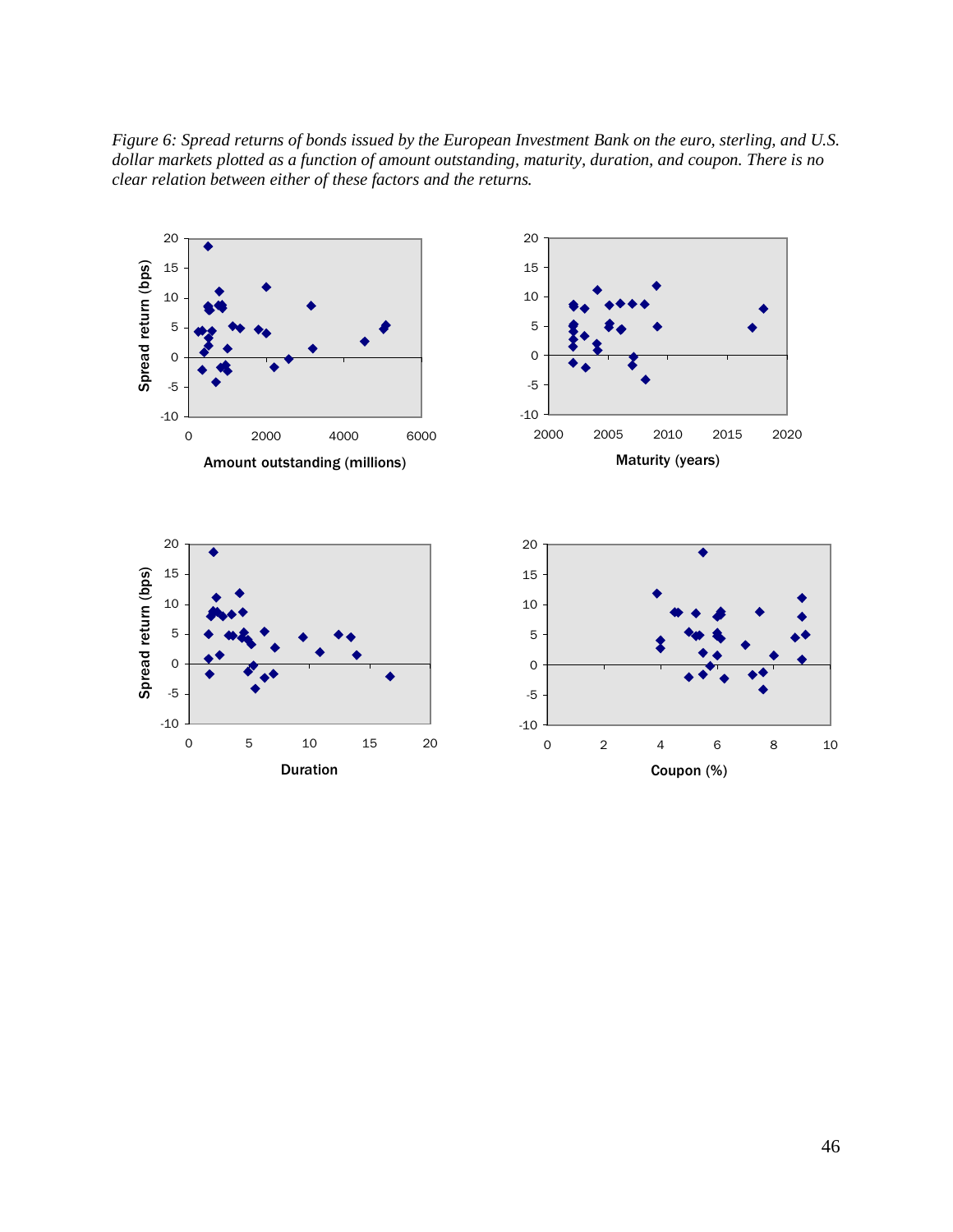*Figure 6: Spread returns of bonds issued by the European Investment Bank on the euro, sterling, and U.S. dollar markets plotted as a function of amount outstanding, maturity, duration, and coupon. There is no clear relation between either of these factors and the returns.*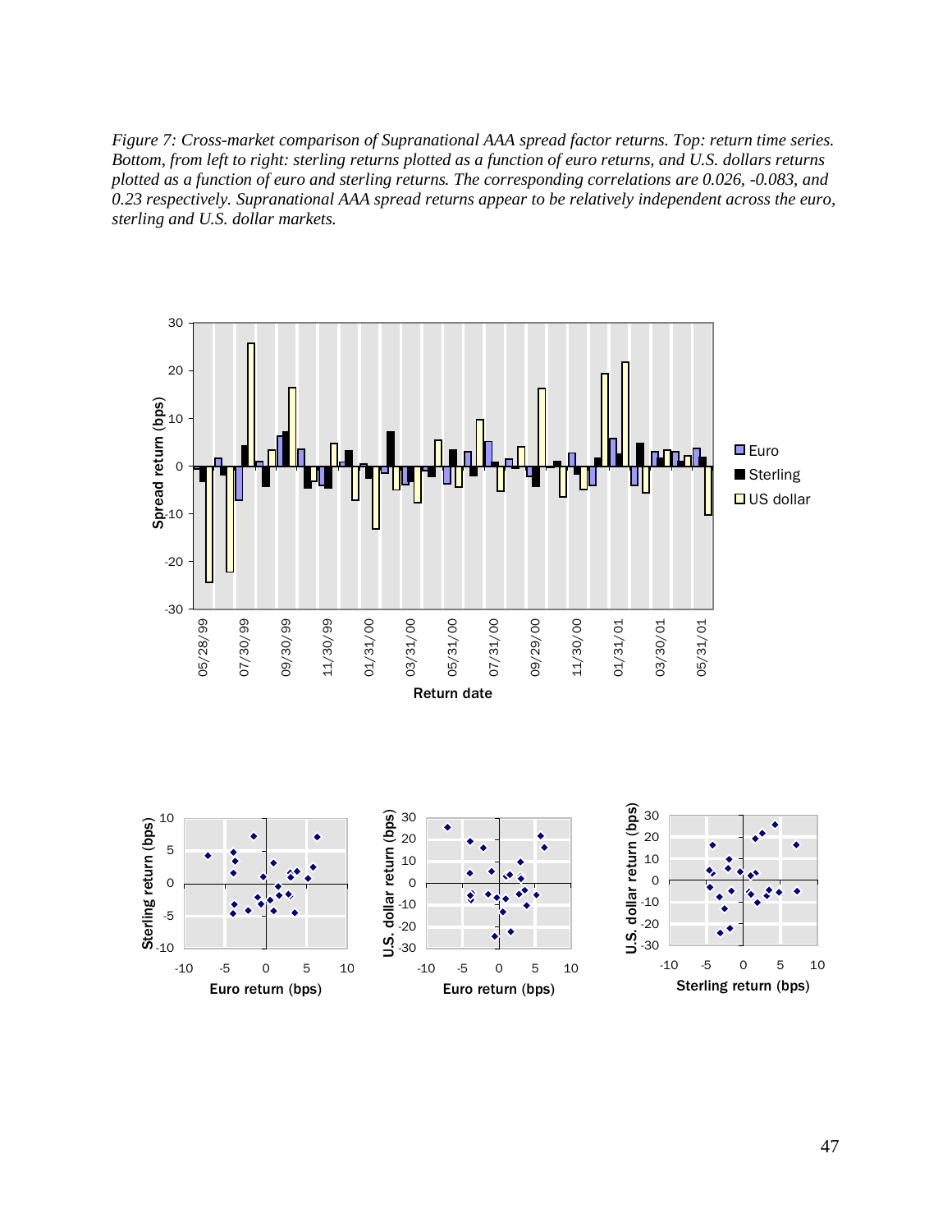*Figure 7: Cross-market comparison of Supranational AAA spread factor returns. Top: return time series. Bottom, from left to right: sterling returns plotted as a function of euro returns, and U.S. dollars returns plotted as a function of euro and sterling returns. The corresponding correlations are 0.026, -0.083, and 0.23 respectively. Supranational AAA spread returns appear to be relatively independent across the euro, sterling and U.S. dollar markets.*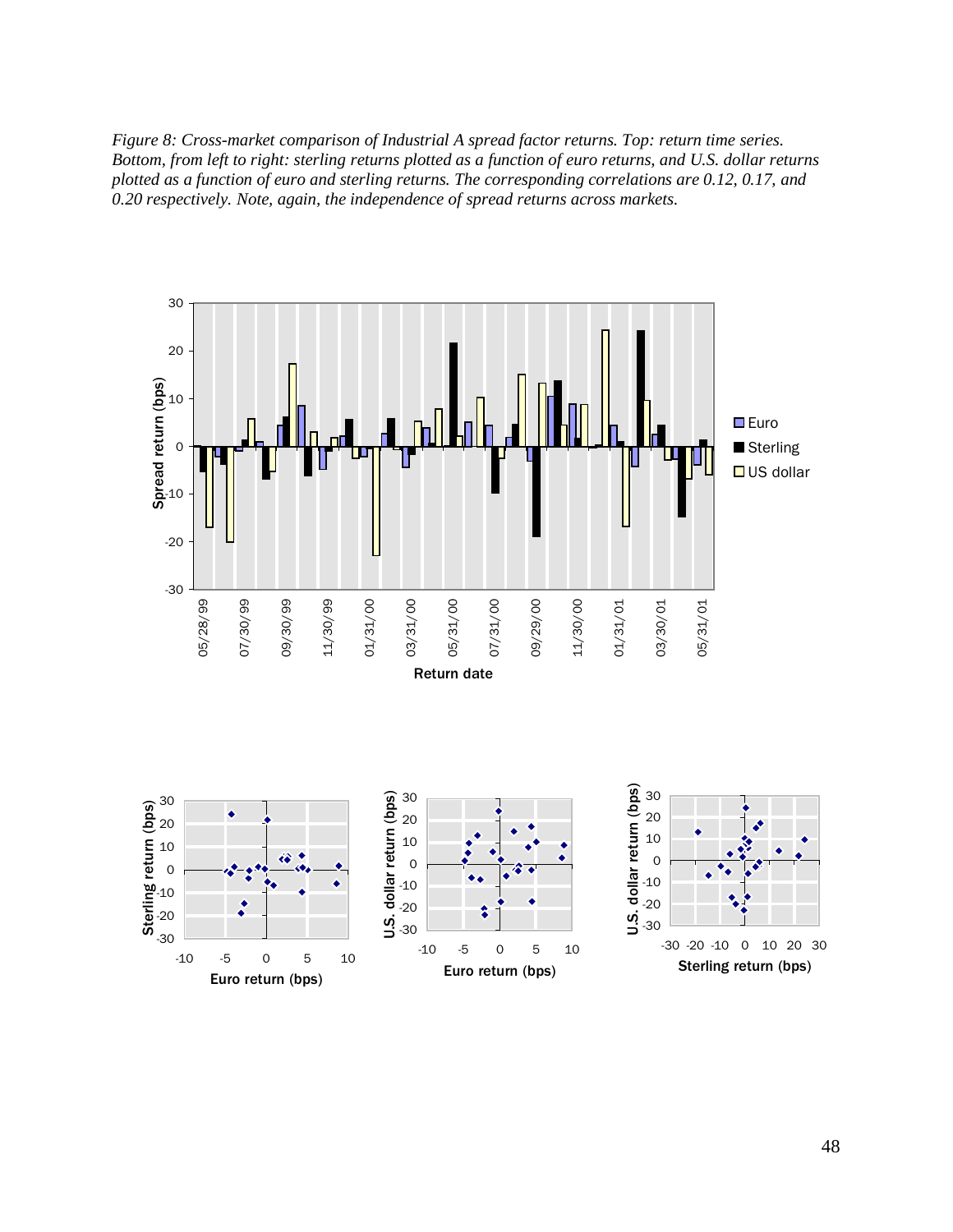*Figure 8: Cross-market comparison of Industrial A spread factor returns. Top: return time series. Bottom, from left to right: sterling returns plotted as a function of euro returns, and U.S. dollar returns plotted as a function of euro and sterling returns. The corresponding correlations are 0.12, 0.17, and 0.20 respectively. Note, again, the independence of spread returns across markets.*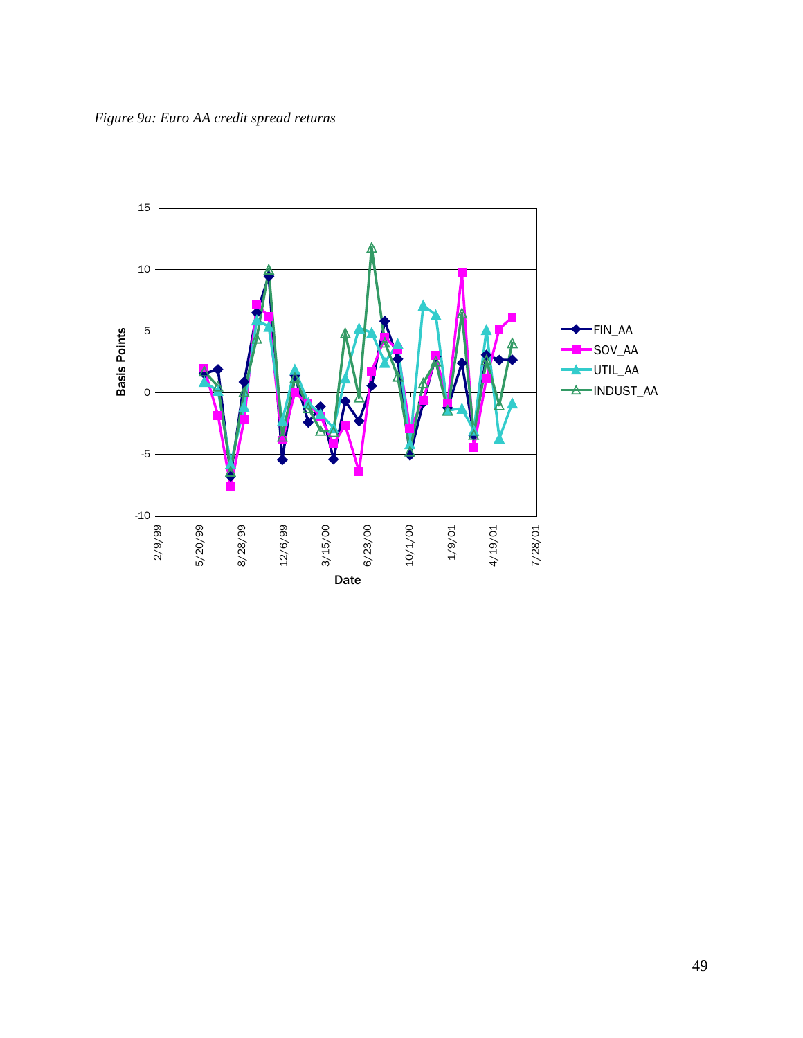*Figure 9a: Euro AA credit spread returns*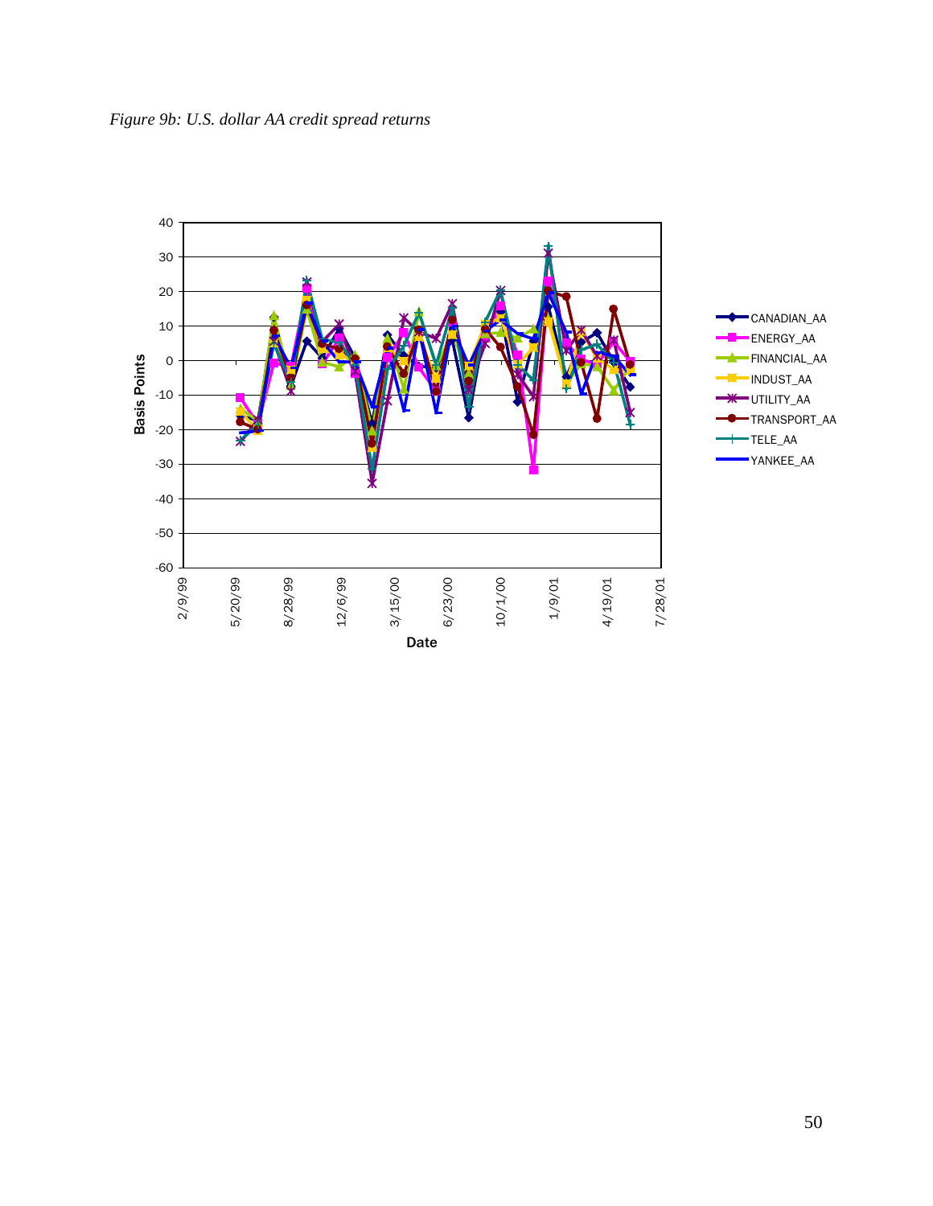*Figure 9b: U.S. dollar AA credit spread returns*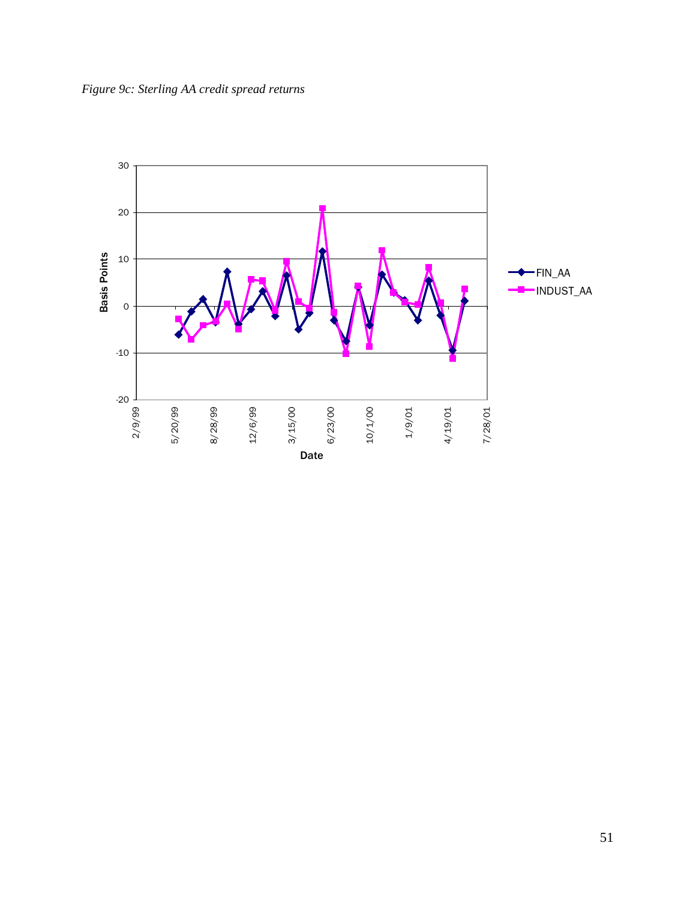*Figure 9c: Sterling AA credit spread returns*

30
20
10
0
-10
-20

Basis Points

2/9/99
5/20/99
8/28/99
12/6/99
3/15/00
6/23/00
10/1/00
1/9/01
4/19/01
7/28/01

Date

FIN_AA
INDUST_AA